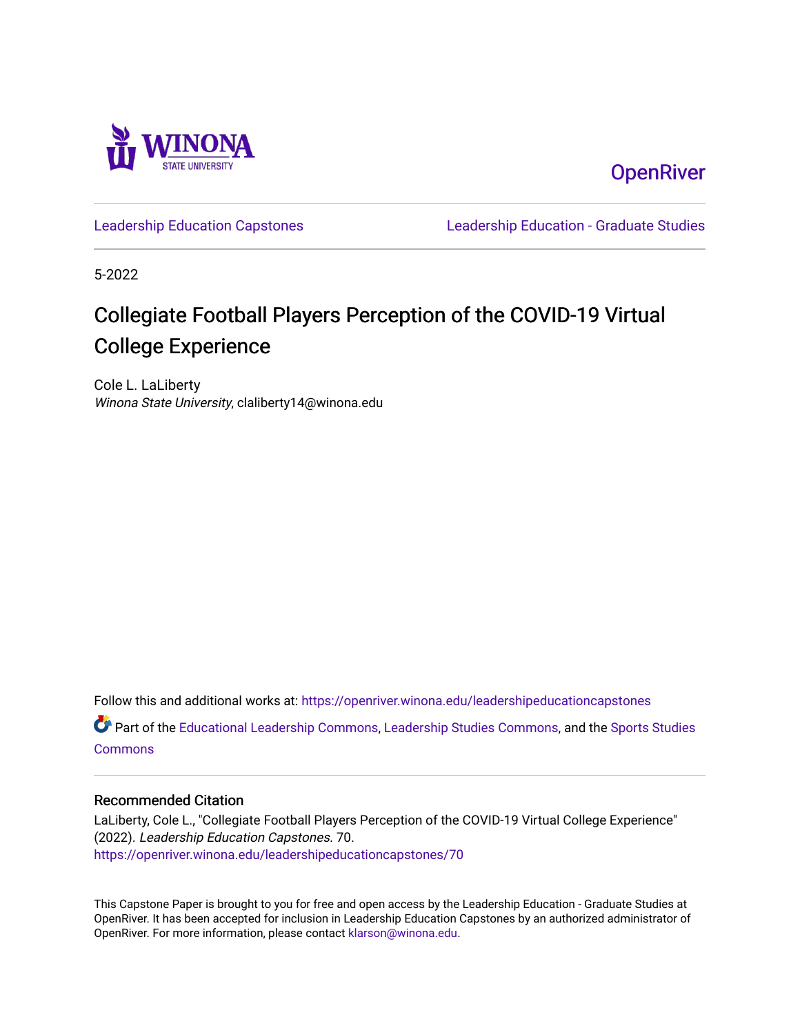Winona State University

OpenRiver

Leadership Education Capstones | Leadership Education - Graduate Studies

5-2022

# Collegiate Football Players Perception of the COVID-19 Virtual College Experience

Cole L. LaLiberty
*Winona State University*, claliberty14@winona.edu

Follow this and additional works at: https://openriver.winona.edu/leadershipeducationcapstones

Part of the Educational Leadership Commons, Leadership Studies Commons, and the Sports Studies Commons

## Recommended Citation

LaLiberty, Cole L., "Collegiate Football Players Perception of the COVID-19 Virtual College Experience" (2022). *Leadership Education Capstones*. 70.
https://openriver.winona.edu/leadershipeducationcapstones/70

This Capstone Paper is brought to you for free and open access by the Leadership Education - Graduate Studies at OpenRiver. It has been accepted for inclusion in Leadership Education Capstones by an authorized administrator of OpenRiver. For more information, please contact klarson@winona.edu.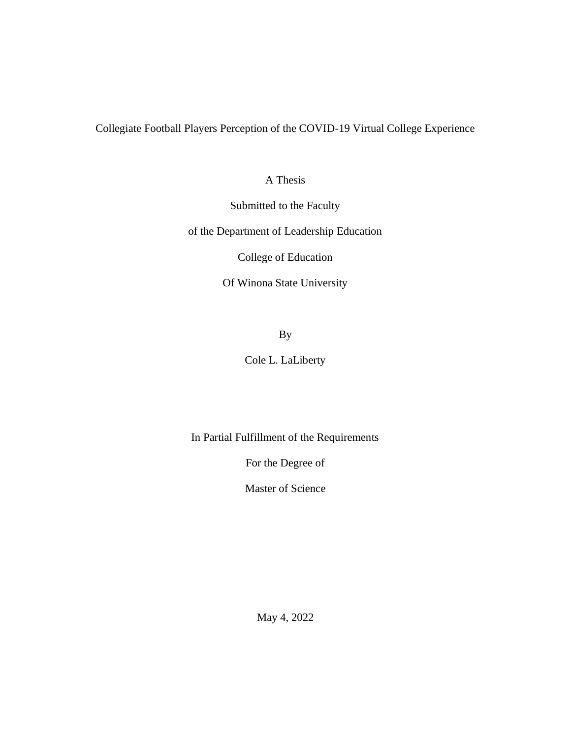# Collegiate Football Players Perception of the COVID-19 Virtual College Experience

A Thesis

Submitted to the Faculty

of the Department of Leadership Education

College of Education

Of Winona State University

By

Cole L. LaLiberty

In Partial Fulfillment of the Requirements

For the Degree of

Master of Science

May 4, 2022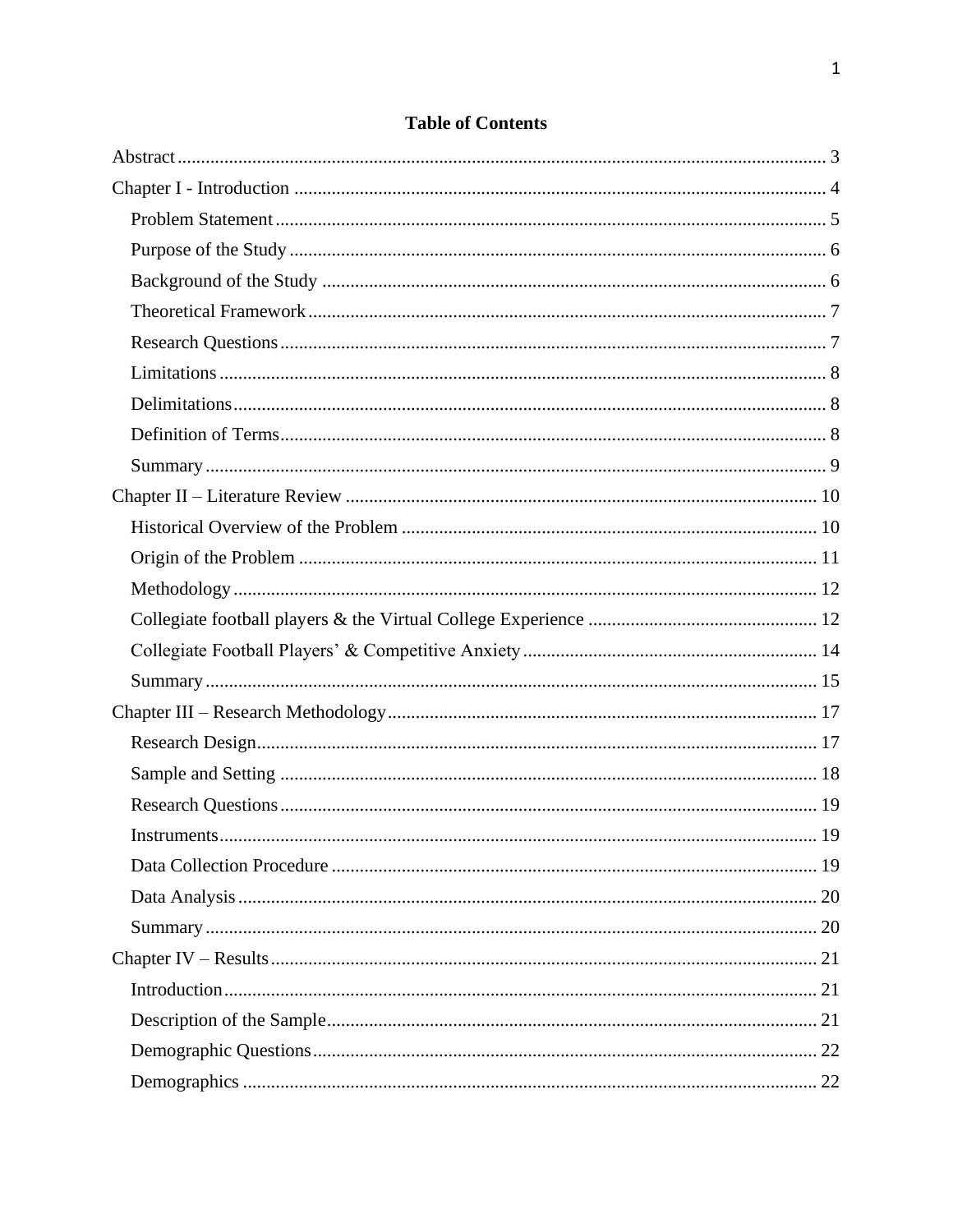## Table of Contents

Abstract ........................................................................................................................... 3

Chapter I - Introduction ................................................................................................... 4

- Problem Statement ..................................................................................................... 5
- Purpose of the Study .................................................................................................. 6
- Background of the Study ........................................................................................... 6
- Theoretical Framework ............................................................................................... 7
- Research Questions .................................................................................................... 7
- Limitations ................................................................................................................. 8
- Delimitations .............................................................................................................. 8
- Definition of Terms .................................................................................................... 8
- Summary .................................................................................................................... 9

Chapter II – Literature Review ....................................................................................... 10

- Historical Overview of the Problem ......................................................................... 10
- Origin of the Problem ............................................................................................... 11
- Methodology ............................................................................................................ 12
- Collegiate football players & the Virtual College Experience ................................. 12
- Collegiate Football Players' & Competitive Anxiety ............................................... 14
- Summary .................................................................................................................. 15

Chapter III – Research Methodology ............................................................................ 17

- Research Design ....................................................................................................... 17
- Sample and Setting .................................................................................................. 18
- Research Questions .................................................................................................. 19
- Instruments .............................................................................................................. 19
- Data Collection Procedure ....................................................................................... 19
- Data Analysis ........................................................................................................... 20
- Summary .................................................................................................................. 20

Chapter IV – Results ..................................................................................................... 21

- Introduction .............................................................................................................. 21
- Description of the Sample ........................................................................................ 21
- Demographic Questions ............................................................................................ 22
- Demographics .......................................................................................................... 22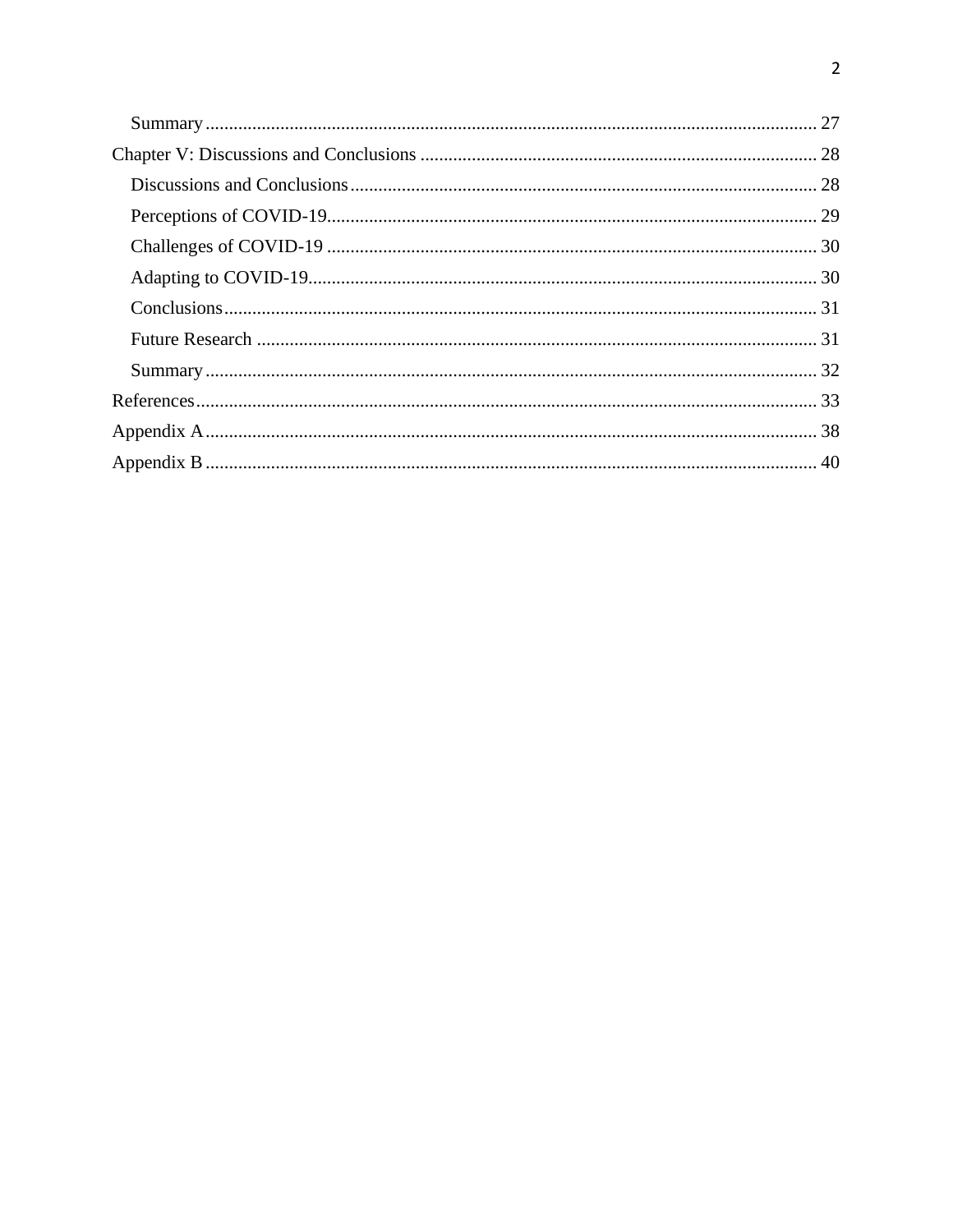Summary ........................................................................................................................ 27

Chapter V: Discussions and Conclusions ...................................................................................... 28

Discussions and Conclusions ...................................................................................................... 28

Perceptions of COVID-19 ........................................................................................................... 29

Challenges of COVID-19 ............................................................................................................ 30

Adapting to COVID-19 ................................................................................................................ 30

Conclusions ................................................................................................................................. 31

Future Research .......................................................................................................................... 31

Summary ...................................................................................................................................... 32

References ....................................................................................................................................... 33

Appendix A ...................................................................................................................................... 38

Appendix B ...................................................................................................................................... 40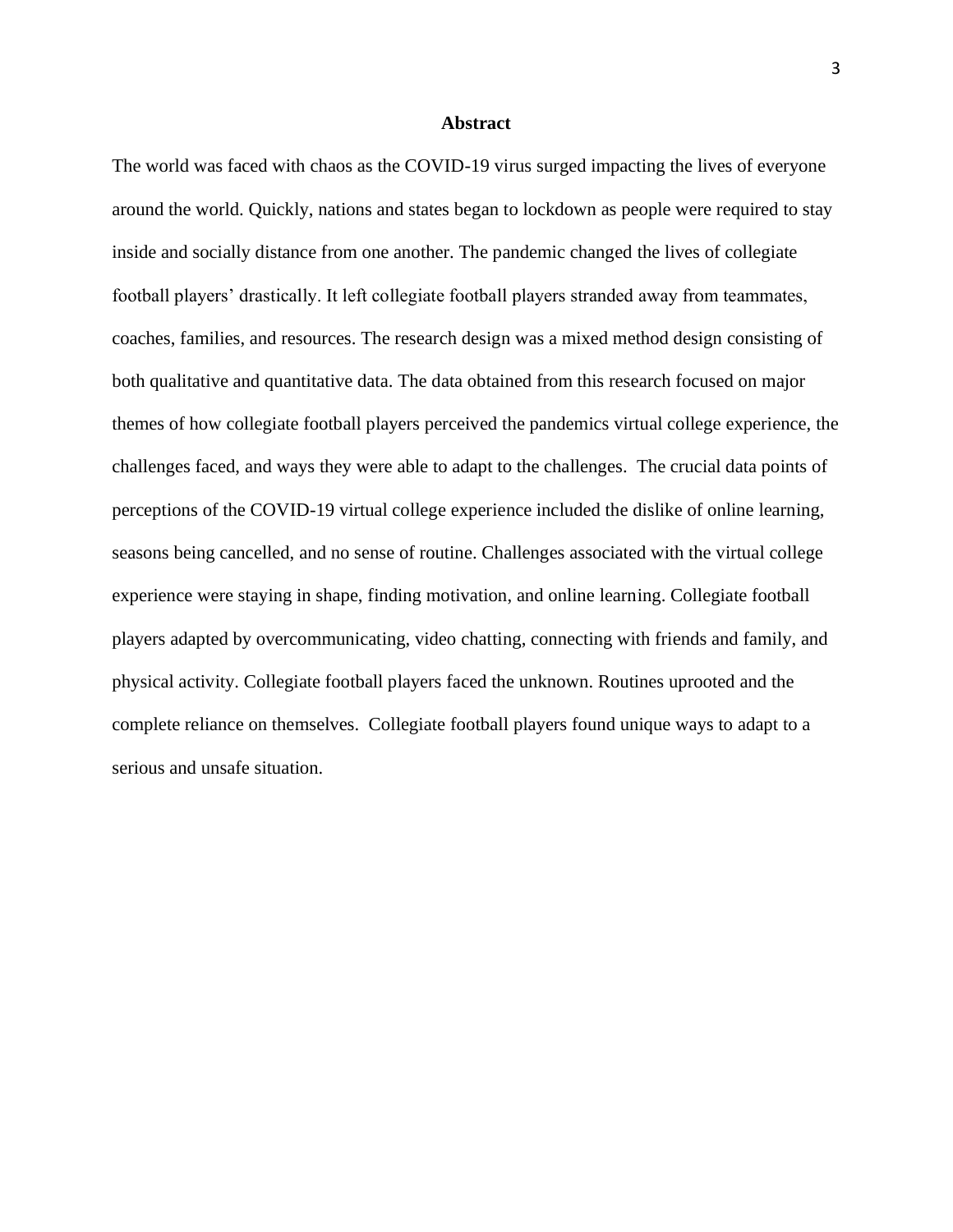## Abstract

The world was faced with chaos as the COVID-19 virus surged impacting the lives of everyone around the world. Quickly, nations and states began to lockdown as people were required to stay inside and socially distance from one another. The pandemic changed the lives of collegiate football players' drastically. It left collegiate football players stranded away from teammates, coaches, families, and resources. The research design was a mixed method design consisting of both qualitative and quantitative data. The data obtained from this research focused on major themes of how collegiate football players perceived the pandemics virtual college experience, the challenges faced, and ways they were able to adapt to the challenges. The crucial data points of perceptions of the COVID-19 virtual college experience included the dislike of online learning, seasons being cancelled, and no sense of routine. Challenges associated with the virtual college experience were staying in shape, finding motivation, and online learning. Collegiate football players adapted by overcommunicating, video chatting, connecting with friends and family, and physical activity. Collegiate football players faced the unknown. Routines uprooted and the complete reliance on themselves. Collegiate football players found unique ways to adapt to a serious and unsafe situation.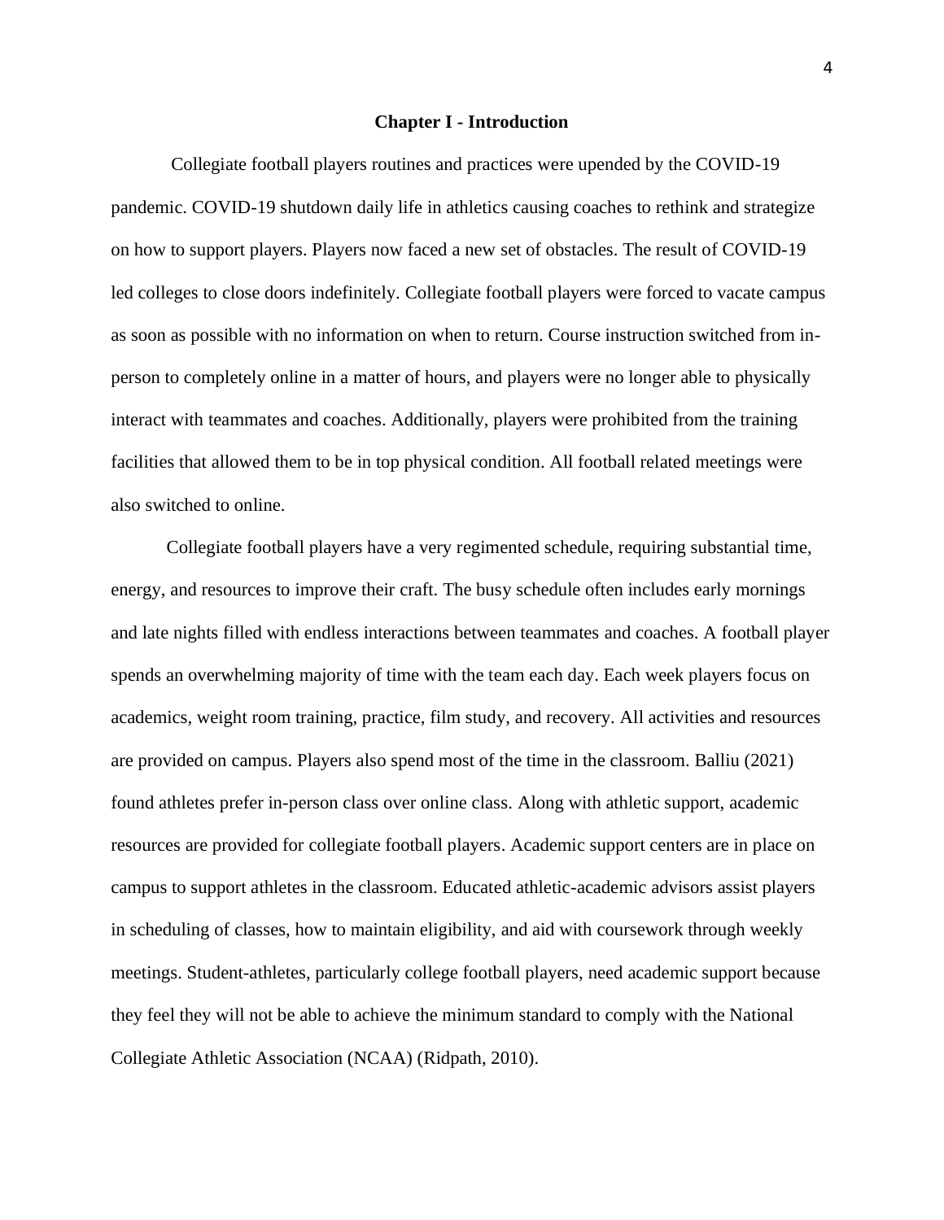## Chapter I - Introduction

Collegiate football players routines and practices were upended by the COVID-19 pandemic. COVID-19 shutdown daily life in athletics causing coaches to rethink and strategize on how to support players. Players now faced a new set of obstacles. The result of COVID-19 led colleges to close doors indefinitely. Collegiate football players were forced to vacate campus as soon as possible with no information on when to return. Course instruction switched from in-person to completely online in a matter of hours, and players were no longer able to physically interact with teammates and coaches. Additionally, players were prohibited from the training facilities that allowed them to be in top physical condition. All football related meetings were also switched to online.

Collegiate football players have a very regimented schedule, requiring substantial time, energy, and resources to improve their craft. The busy schedule often includes early mornings and late nights filled with endless interactions between teammates and coaches. A football player spends an overwhelming majority of time with the team each day. Each week players focus on academics, weight room training, practice, film study, and recovery. All activities and resources are provided on campus. Players also spend most of the time in the classroom. Balliu (2021) found athletes prefer in-person class over online class. Along with athletic support, academic resources are provided for collegiate football players. Academic support centers are in place on campus to support athletes in the classroom. Educated athletic-academic advisors assist players in scheduling of classes, how to maintain eligibility, and aid with coursework through weekly meetings. Student-athletes, particularly college football players, need academic support because they feel they will not be able to achieve the minimum standard to comply with the National Collegiate Athletic Association (NCAA) (Ridpath, 2010).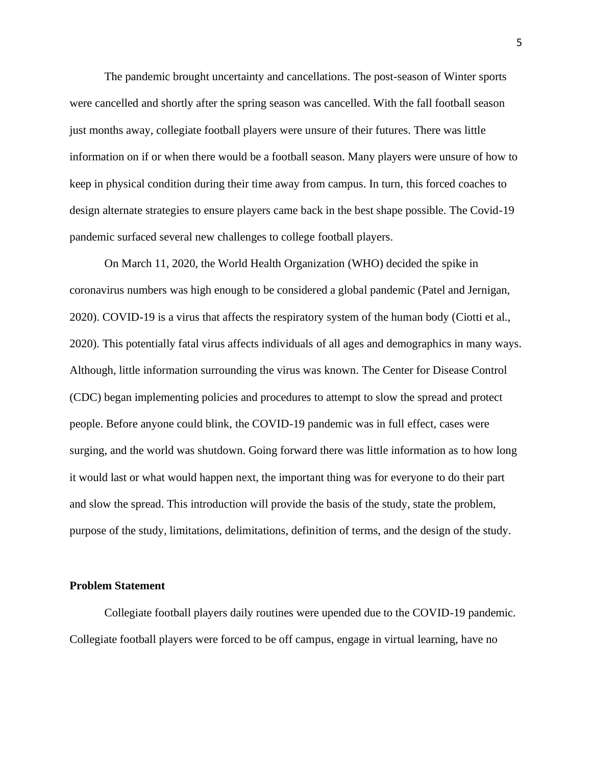The pandemic brought uncertainty and cancellations. The post-season of Winter sports were cancelled and shortly after the spring season was cancelled. With the fall football season just months away, collegiate football players were unsure of their futures. There was little information on if or when there would be a football season. Many players were unsure of how to keep in physical condition during their time away from campus. In turn, this forced coaches to design alternate strategies to ensure players came back in the best shape possible. The Covid-19 pandemic surfaced several new challenges to college football players.

On March 11, 2020, the World Health Organization (WHO) decided the spike in coronavirus numbers was high enough to be considered a global pandemic (Patel and Jernigan, 2020). COVID-19 is a virus that affects the respiratory system of the human body (Ciotti et al., 2020). This potentially fatal virus affects individuals of all ages and demographics in many ways. Although, little information surrounding the virus was known. The Center for Disease Control (CDC) began implementing policies and procedures to attempt to slow the spread and protect people. Before anyone could blink, the COVID-19 pandemic was in full effect, cases were surging, and the world was shutdown. Going forward there was little information as to how long it would last or what would happen next, the important thing was for everyone to do their part and slow the spread. This introduction will provide the basis of the study, state the problem, purpose of the study, limitations, delimitations, definition of terms, and the design of the study.

## Problem Statement

Collegiate football players daily routines were upended due to the COVID-19 pandemic. Collegiate football players were forced to be off campus, engage in virtual learning, have no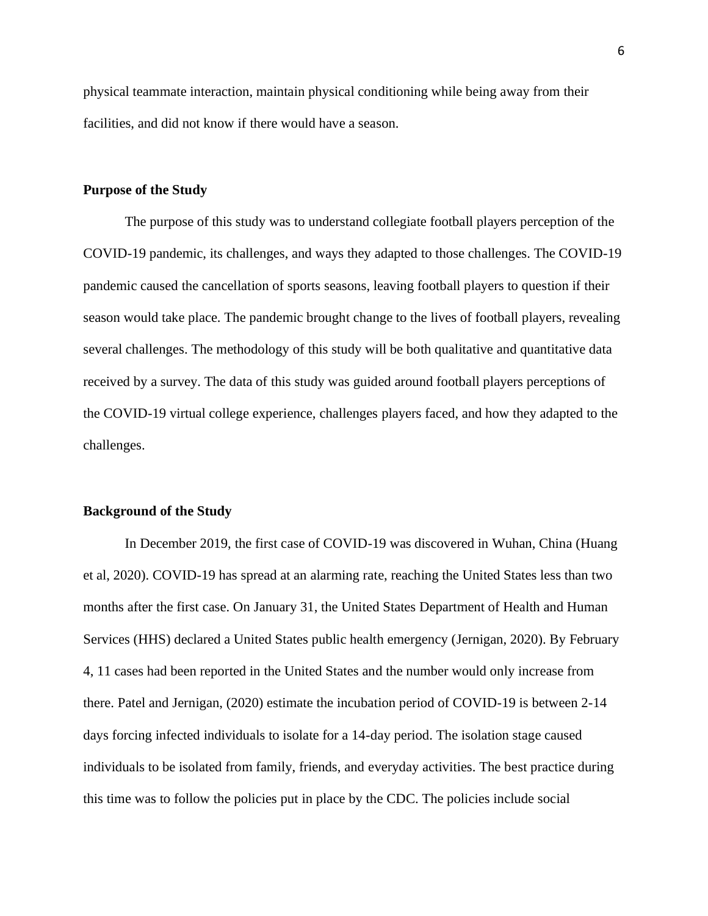physical teammate interaction, maintain physical conditioning while being away from their facilities, and did not know if there would have a season.

## Purpose of the Study

The purpose of this study was to understand collegiate football players perception of the COVID-19 pandemic, its challenges, and ways they adapted to those challenges. The COVID-19 pandemic caused the cancellation of sports seasons, leaving football players to question if their season would take place. The pandemic brought change to the lives of football players, revealing several challenges. The methodology of this study will be both qualitative and quantitative data received by a survey. The data of this study was guided around football players perceptions of the COVID-19 virtual college experience, challenges players faced, and how they adapted to the challenges.

## Background of the Study

In December 2019, the first case of COVID-19 was discovered in Wuhan, China (Huang et al, 2020). COVID-19 has spread at an alarming rate, reaching the United States less than two months after the first case. On January 31, the United States Department of Health and Human Services (HHS) declared a United States public health emergency (Jernigan, 2020). By February 4, 11 cases had been reported in the United States and the number would only increase from there. Patel and Jernigan, (2020) estimate the incubation period of COVID-19 is between 2-14 days forcing infected individuals to isolate for a 14-day period. The isolation stage caused individuals to be isolated from family, friends, and everyday activities. The best practice during this time was to follow the policies put in place by the CDC. The policies include social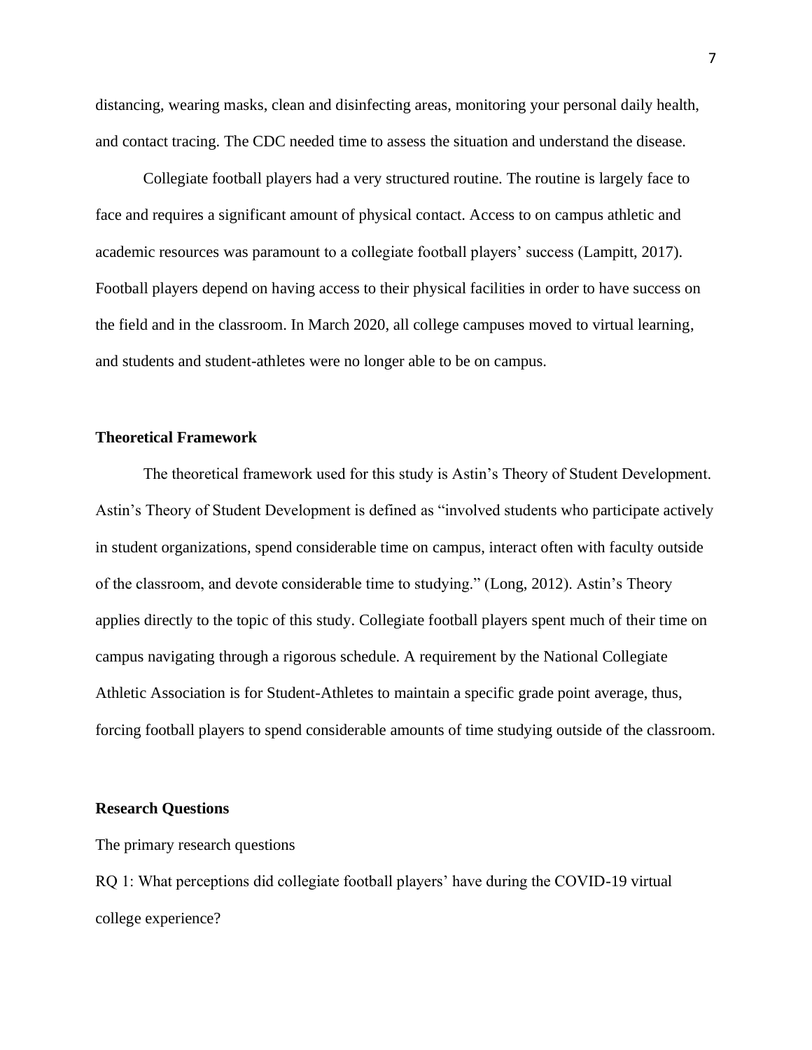distancing, wearing masks, clean and disinfecting areas, monitoring your personal daily health, and contact tracing. The CDC needed time to assess the situation and understand the disease.

Collegiate football players had a very structured routine. The routine is largely face to face and requires a significant amount of physical contact. Access to on campus athletic and academic resources was paramount to a collegiate football players' success (Lampitt, 2017). Football players depend on having access to their physical facilities in order to have success on the field and in the classroom. In March 2020, all college campuses moved to virtual learning, and students and student-athletes were no longer able to be on campus.

## Theoretical Framework

The theoretical framework used for this study is Astin's Theory of Student Development. Astin's Theory of Student Development is defined as "involved students who participate actively in student organizations, spend considerable time on campus, interact often with faculty outside of the classroom, and devote considerable time to studying." (Long, 2012). Astin's Theory applies directly to the topic of this study. Collegiate football players spent much of their time on campus navigating through a rigorous schedule. A requirement by the National Collegiate Athletic Association is for Student-Athletes to maintain a specific grade point average, thus, forcing football players to spend considerable amounts of time studying outside of the classroom.

## Research Questions

The primary research questions

RQ 1: What perceptions did collegiate football players' have during the COVID-19 virtual college experience?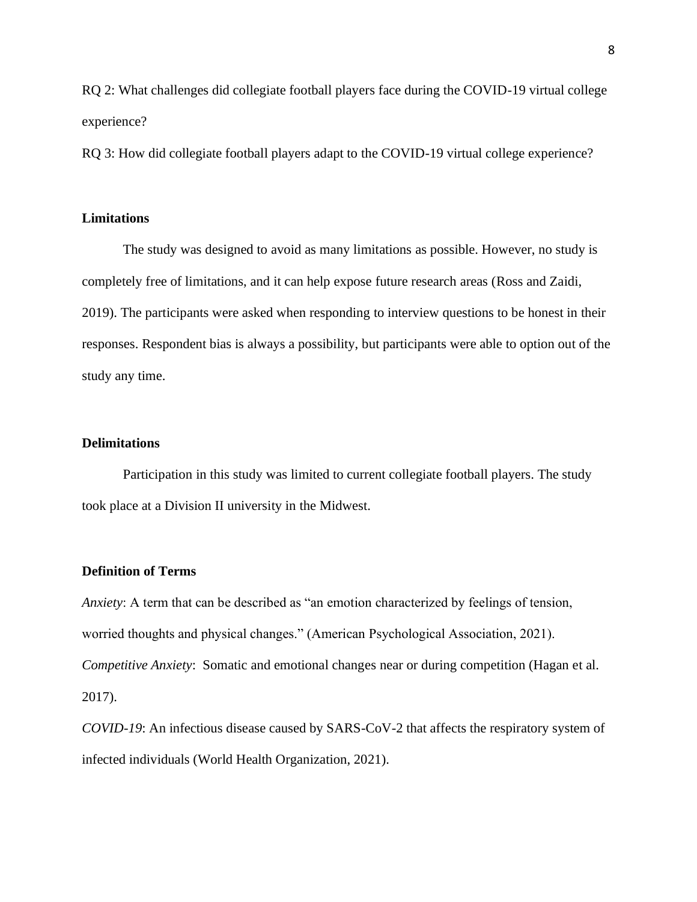RQ 2: What challenges did collegiate football players face during the COVID-19 virtual college experience?

RQ 3: How did collegiate football players adapt to the COVID-19 virtual college experience?

## Limitations

The study was designed to avoid as many limitations as possible. However, no study is completely free of limitations, and it can help expose future research areas (Ross and Zaidi, 2019). The participants were asked when responding to interview questions to be honest in their responses. Respondent bias is always a possibility, but participants were able to option out of the study any time.

## Delimitations

Participation in this study was limited to current collegiate football players. The study took place at a Division II university in the Midwest.

## Definition of Terms

*Anxiety*: A term that can be described as "an emotion characterized by feelings of tension, worried thoughts and physical changes." (American Psychological Association, 2021).

*Competitive Anxiety*: Somatic and emotional changes near or during competition (Hagan et al. 2017).

*COVID-19*: An infectious disease caused by SARS-CoV-2 that affects the respiratory system of infected individuals (World Health Organization, 2021).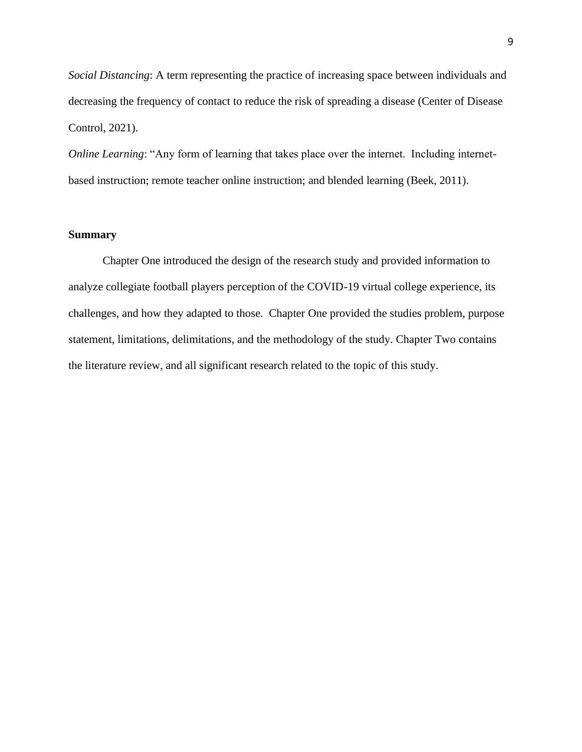*Social Distancing*: A term representing the practice of increasing space between individuals and decreasing the frequency of contact to reduce the risk of spreading a disease (Center of Disease Control, 2021).

*Online Learning*: "Any form of learning that takes place over the internet. Including internet-based instruction; remote teacher online instruction; and blended learning (Beek, 2011).

## Summary

Chapter One introduced the design of the research study and provided information to analyze collegiate football players perception of the COVID-19 virtual college experience, its challenges, and how they adapted to those. Chapter One provided the studies problem, purpose statement, limitations, delimitations, and the methodology of the study. Chapter Two contains the literature review, and all significant research related to the topic of this study.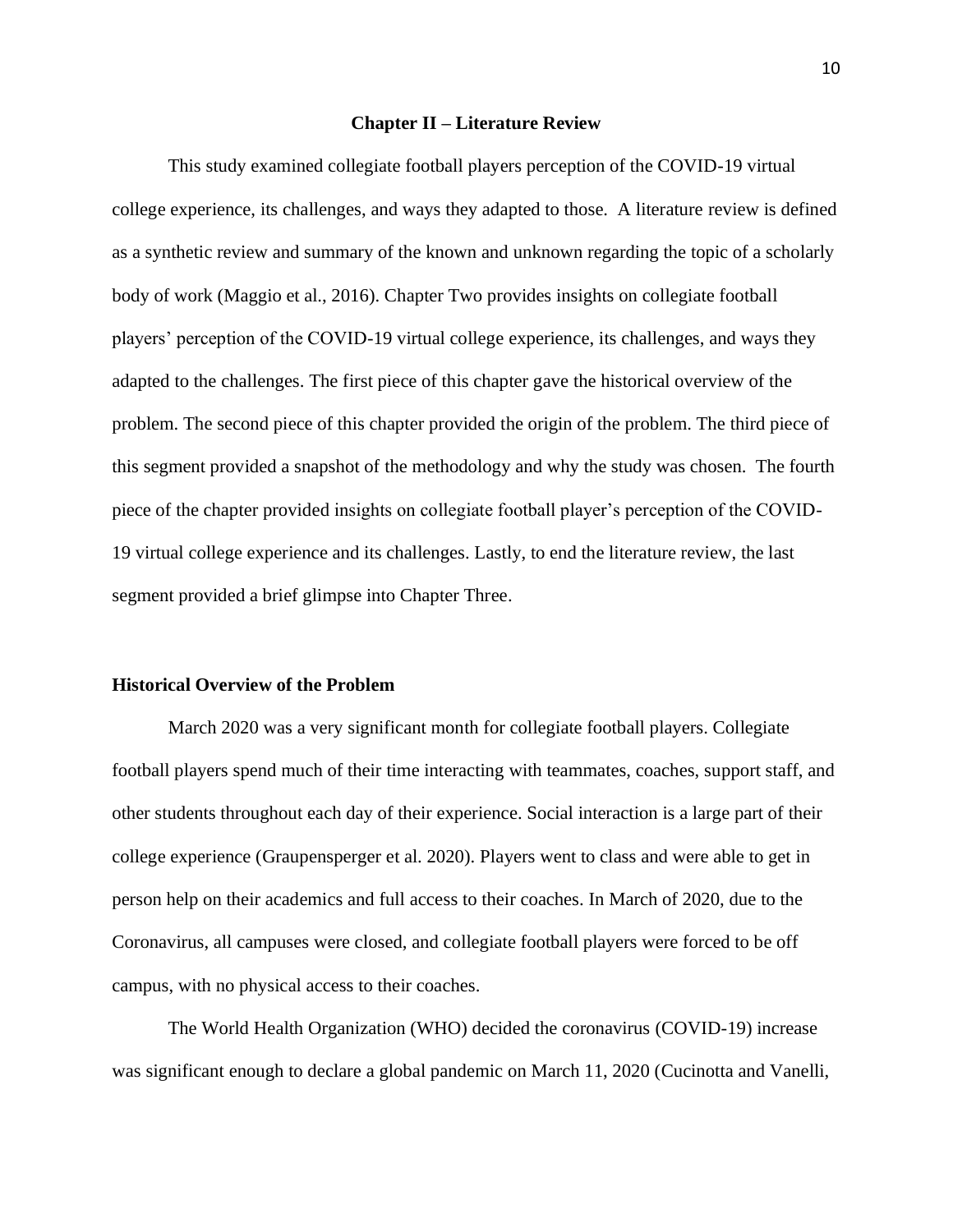## Chapter II – Literature Review

This study examined collegiate football players perception of the COVID-19 virtual college experience, its challenges, and ways they adapted to those. A literature review is defined as a synthetic review and summary of the known and unknown regarding the topic of a scholarly body of work (Maggio et al., 2016). Chapter Two provides insights on collegiate football players' perception of the COVID-19 virtual college experience, its challenges, and ways they adapted to the challenges. The first piece of this chapter gave the historical overview of the problem. The second piece of this chapter provided the origin of the problem. The third piece of this segment provided a snapshot of the methodology and why the study was chosen. The fourth piece of the chapter provided insights on collegiate football player's perception of the COVID-19 virtual college experience and its challenges. Lastly, to end the literature review, the last segment provided a brief glimpse into Chapter Three.

### Historical Overview of the Problem

March 2020 was a very significant month for collegiate football players. Collegiate football players spend much of their time interacting with teammates, coaches, support staff, and other students throughout each day of their experience. Social interaction is a large part of their college experience (Graupensperger et al. 2020). Players went to class and were able to get in person help on their academics and full access to their coaches. In March of 2020, due to the Coronavirus, all campuses were closed, and collegiate football players were forced to be off campus, with no physical access to their coaches.

The World Health Organization (WHO) decided the coronavirus (COVID-19) increase was significant enough to declare a global pandemic on March 11, 2020 (Cucinotta and Vanelli,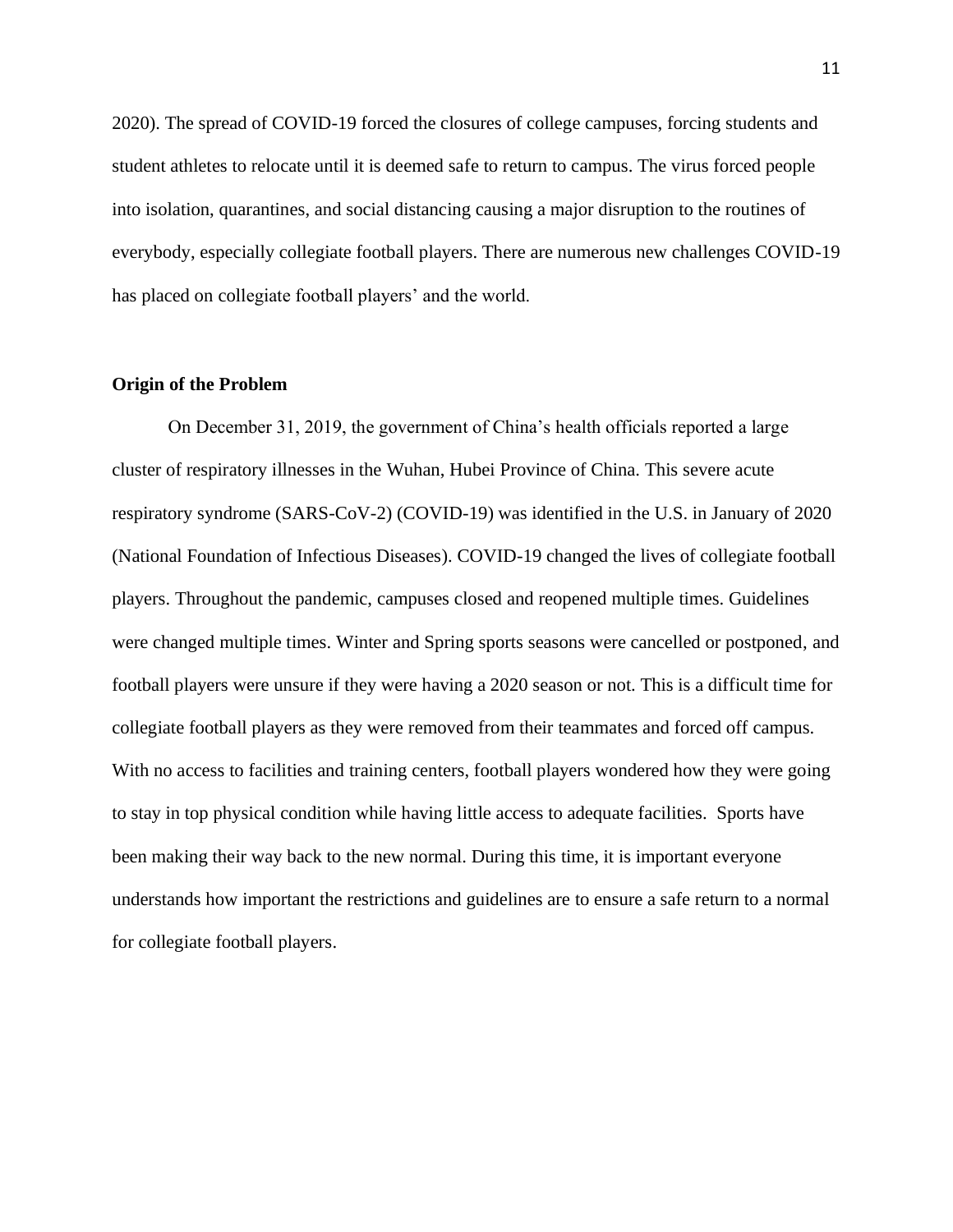2020). The spread of COVID-19 forced the closures of college campuses, forcing students and student athletes to relocate until it is deemed safe to return to campus. The virus forced people into isolation, quarantines, and social distancing causing a major disruption to the routines of everybody, especially collegiate football players. There are numerous new challenges COVID-19 has placed on collegiate football players' and the world.

**Origin of the Problem**

On December 31, 2019, the government of China's health officials reported a large cluster of respiratory illnesses in the Wuhan, Hubei Province of China. This severe acute respiratory syndrome (SARS-CoV-2) (COVID-19) was identified in the U.S. in January of 2020 (National Foundation of Infectious Diseases). COVID-19 changed the lives of collegiate football players. Throughout the pandemic, campuses closed and reopened multiple times. Guidelines were changed multiple times. Winter and Spring sports seasons were cancelled or postponed, and football players were unsure if they were having a 2020 season or not. This is a difficult time for collegiate football players as they were removed from their teammates and forced off campus. With no access to facilities and training centers, football players wondered how they were going to stay in top physical condition while having little access to adequate facilities. Sports have been making their way back to the new normal. During this time, it is important everyone understands how important the restrictions and guidelines are to ensure a safe return to a normal for collegiate football players.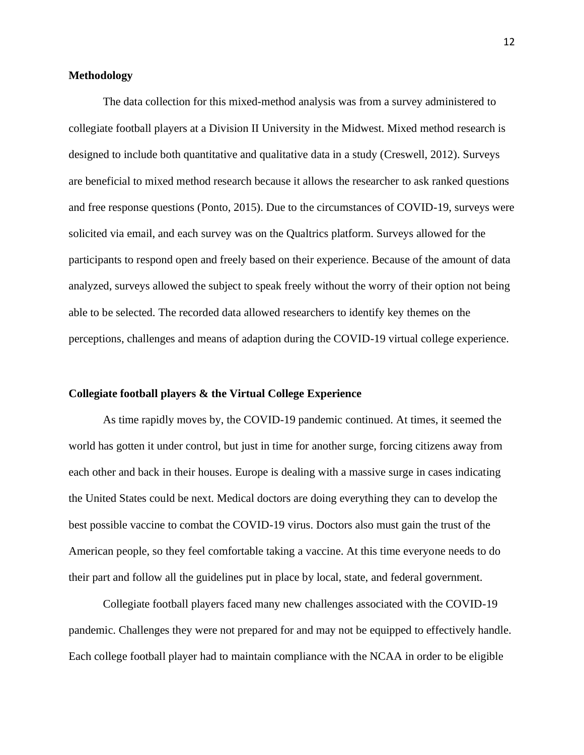**Methodology**

The data collection for this mixed-method analysis was from a survey administered to collegiate football players at a Division II University in the Midwest. Mixed method research is designed to include both quantitative and qualitative data in a study (Creswell, 2012). Surveys are beneficial to mixed method research because it allows the researcher to ask ranked questions and free response questions (Ponto, 2015). Due to the circumstances of COVID-19, surveys were solicited via email, and each survey was on the Qualtrics platform. Surveys allowed for the participants to respond open and freely based on their experience. Because of the amount of data analyzed, surveys allowed the subject to speak freely without the worry of their option not being able to be selected. The recorded data allowed researchers to identify key themes on the perceptions, challenges and means of adaption during the COVID-19 virtual college experience.

**Collegiate football players & the Virtual College Experience**

As time rapidly moves by, the COVID-19 pandemic continued. At times, it seemed the world has gotten it under control, but just in time for another surge, forcing citizens away from each other and back in their houses. Europe is dealing with a massive surge in cases indicating the United States could be next. Medical doctors are doing everything they can to develop the best possible vaccine to combat the COVID-19 virus. Doctors also must gain the trust of the American people, so they feel comfortable taking a vaccine. At this time everyone needs to do their part and follow all the guidelines put in place by local, state, and federal government.

Collegiate football players faced many new challenges associated with the COVID-19 pandemic. Challenges they were not prepared for and may not be equipped to effectively handle. Each college football player had to maintain compliance with the NCAA in order to be eligible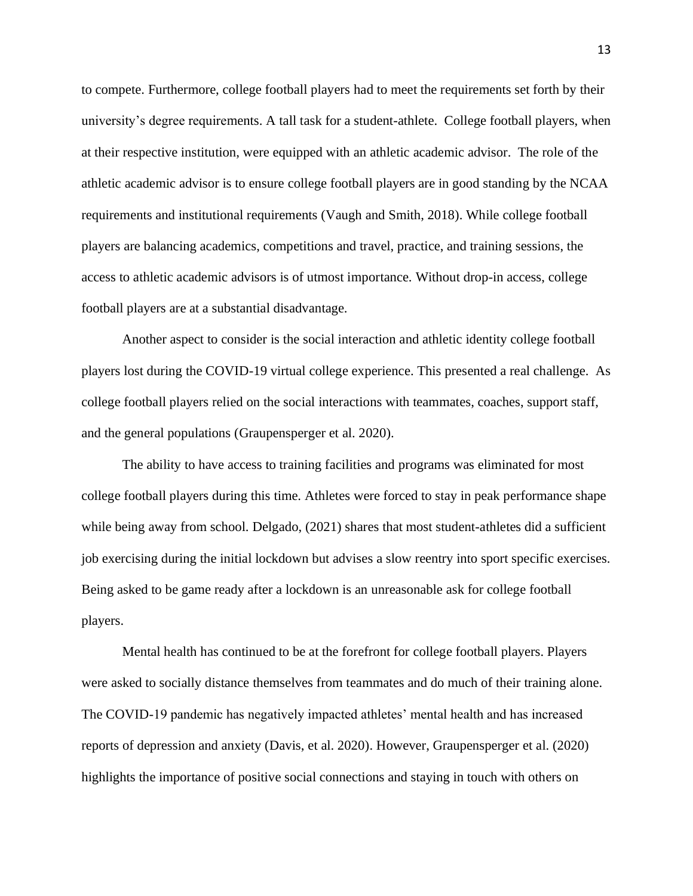to compete. Furthermore, college football players had to meet the requirements set forth by their university's degree requirements. A tall task for a student-athlete. College football players, when at their respective institution, were equipped with an athletic academic advisor. The role of the athletic academic advisor is to ensure college football players are in good standing by the NCAA requirements and institutional requirements (Vaugh and Smith, 2018). While college football players are balancing academics, competitions and travel, practice, and training sessions, the access to athletic academic advisors is of utmost importance. Without drop-in access, college football players are at a substantial disadvantage.

Another aspect to consider is the social interaction and athletic identity college football players lost during the COVID-19 virtual college experience. This presented a real challenge. As college football players relied on the social interactions with teammates, coaches, support staff, and the general populations (Graupensperger et al. 2020).

The ability to have access to training facilities and programs was eliminated for most college football players during this time. Athletes were forced to stay in peak performance shape while being away from school. Delgado, (2021) shares that most student-athletes did a sufficient job exercising during the initial lockdown but advises a slow reentry into sport specific exercises. Being asked to be game ready after a lockdown is an unreasonable ask for college football players.

Mental health has continued to be at the forefront for college football players. Players were asked to socially distance themselves from teammates and do much of their training alone. The COVID-19 pandemic has negatively impacted athletes' mental health and has increased reports of depression and anxiety (Davis, et al. 2020). However, Graupensperger et al. (2020) highlights the importance of positive social connections and staying in touch with others on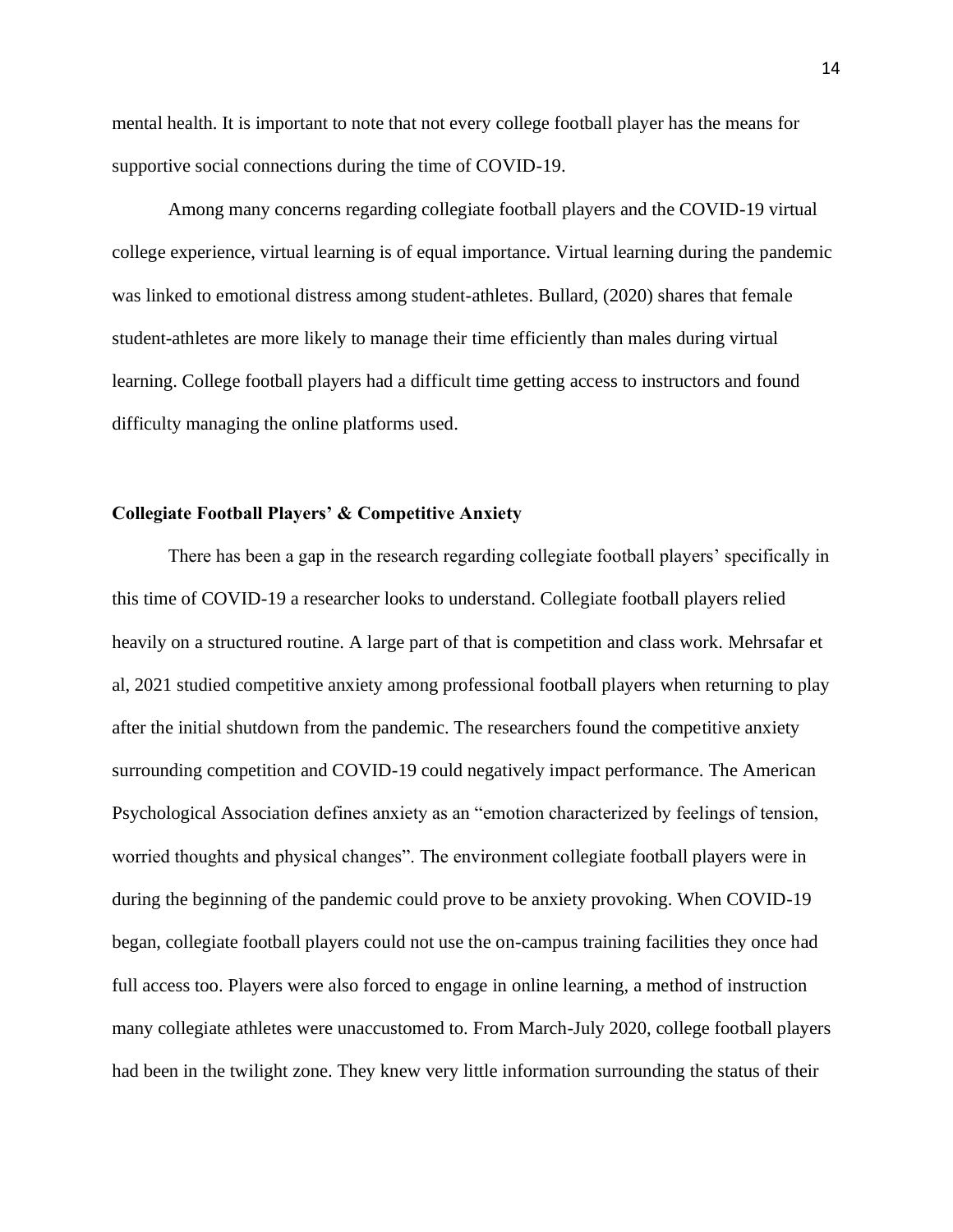mental health. It is important to note that not every college football player has the means for supportive social connections during the time of COVID-19.

Among many concerns regarding collegiate football players and the COVID-19 virtual college experience, virtual learning is of equal importance. Virtual learning during the pandemic was linked to emotional distress among student-athletes. Bullard, (2020) shares that female student-athletes are more likely to manage their time efficiently than males during virtual learning. College football players had a difficult time getting access to instructors and found difficulty managing the online platforms used.

**Collegiate Football Players' & Competitive Anxiety**

There has been a gap in the research regarding collegiate football players' specifically in this time of COVID-19 a researcher looks to understand. Collegiate football players relied heavily on a structured routine. A large part of that is competition and class work. Mehrsafar et al, 2021 studied competitive anxiety among professional football players when returning to play after the initial shutdown from the pandemic. The researchers found the competitive anxiety surrounding competition and COVID-19 could negatively impact performance. The American Psychological Association defines anxiety as an "emotion characterized by feelings of tension, worried thoughts and physical changes". The environment collegiate football players were in during the beginning of the pandemic could prove to be anxiety provoking. When COVID-19 began, collegiate football players could not use the on-campus training facilities they once had full access too. Players were also forced to engage in online learning, a method of instruction many collegiate athletes were unaccustomed to. From March-July 2020, college football players had been in the twilight zone. They knew very little information surrounding the status of their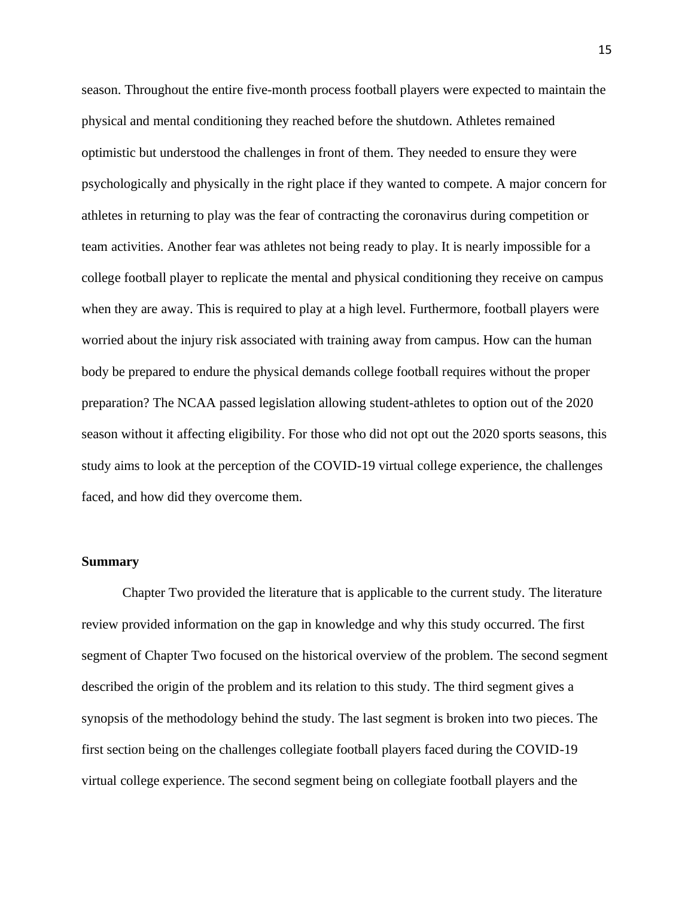season. Throughout the entire five-month process football players were expected to maintain the physical and mental conditioning they reached before the shutdown. Athletes remained optimistic but understood the challenges in front of them. They needed to ensure they were psychologically and physically in the right place if they wanted to compete. A major concern for athletes in returning to play was the fear of contracting the coronavirus during competition or team activities. Another fear was athletes not being ready to play. It is nearly impossible for a college football player to replicate the mental and physical conditioning they receive on campus when they are away. This is required to play at a high level. Furthermore, football players were worried about the injury risk associated with training away from campus. How can the human body be prepared to endure the physical demands college football requires without the proper preparation? The NCAA passed legislation allowing student-athletes to option out of the 2020 season without it affecting eligibility. For those who did not opt out the 2020 sports seasons, this study aims to look at the perception of the COVID-19 virtual college experience, the challenges faced, and how did they overcome them.

**Summary**

Chapter Two provided the literature that is applicable to the current study. The literature review provided information on the gap in knowledge and why this study occurred. The first segment of Chapter Two focused on the historical overview of the problem. The second segment described the origin of the problem and its relation to this study. The third segment gives a synopsis of the methodology behind the study. The last segment is broken into two pieces. The first section being on the challenges collegiate football players faced during the COVID-19 virtual college experience. The second segment being on collegiate football players and the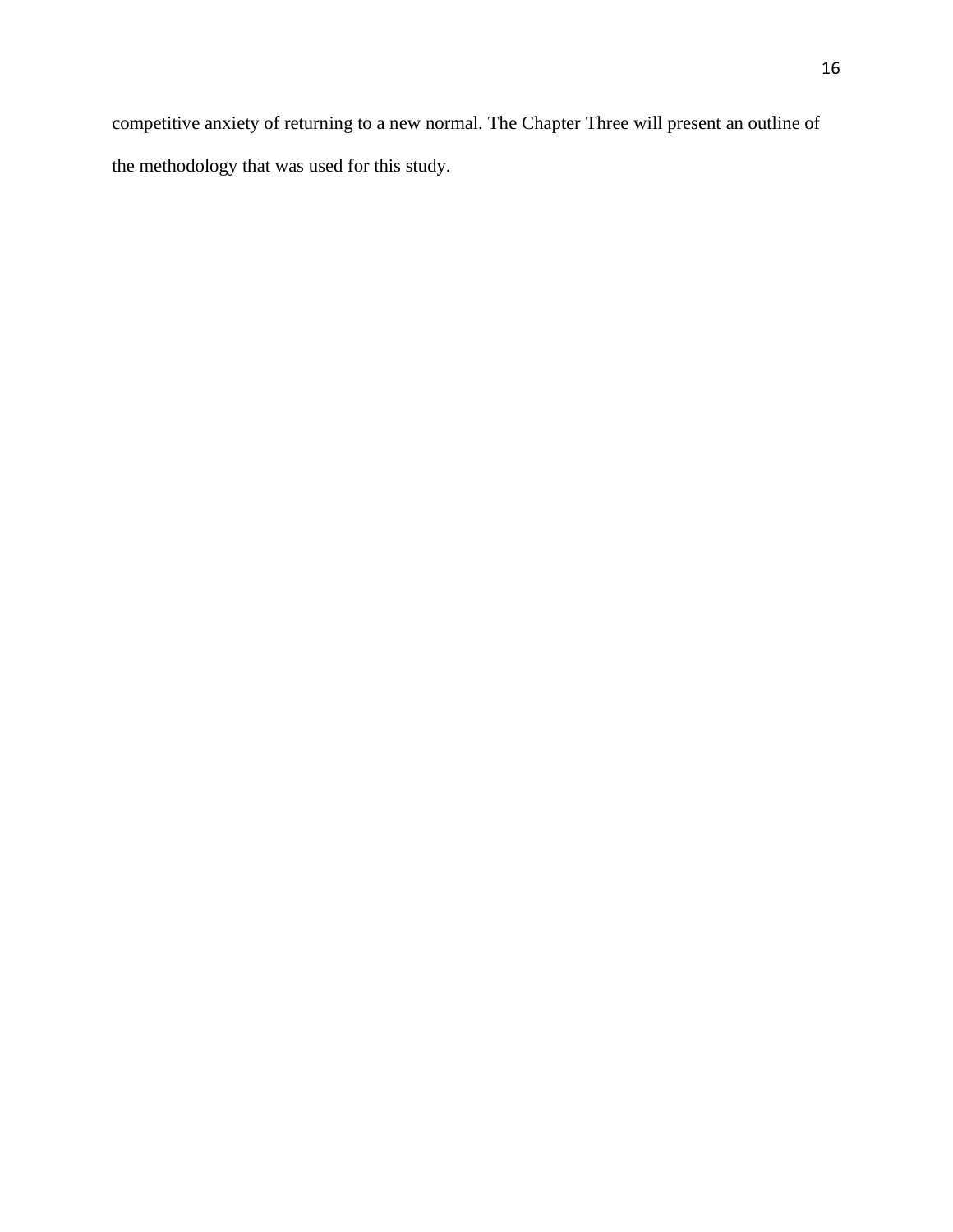competitive anxiety of returning to a new normal. The Chapter Three will present an outline of the methodology that was used for this study.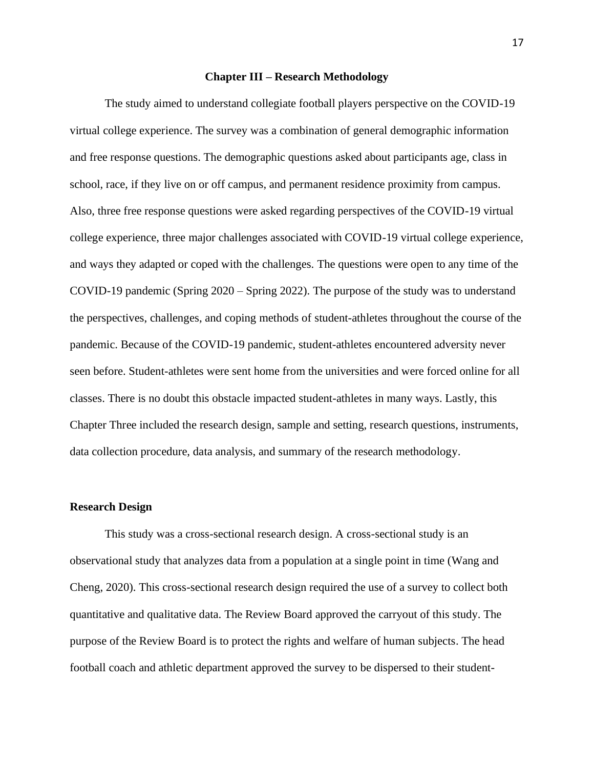## Chapter III – Research Methodology

The study aimed to understand collegiate football players perspective on the COVID-19 virtual college experience. The survey was a combination of general demographic information and free response questions. The demographic questions asked about participants age, class in school, race, if they live on or off campus, and permanent residence proximity from campus. Also, three free response questions were asked regarding perspectives of the COVID-19 virtual college experience, three major challenges associated with COVID-19 virtual college experience, and ways they adapted or coped with the challenges. The questions were open to any time of the COVID-19 pandemic (Spring 2020 – Spring 2022). The purpose of the study was to understand the perspectives, challenges, and coping methods of student-athletes throughout the course of the pandemic. Because of the COVID-19 pandemic, student-athletes encountered adversity never seen before. Student-athletes were sent home from the universities and were forced online for all classes. There is no doubt this obstacle impacted student-athletes in many ways. Lastly, this Chapter Three included the research design, sample and setting, research questions, instruments, data collection procedure, data analysis, and summary of the research methodology.

### Research Design

This study was a cross-sectional research design. A cross-sectional study is an observational study that analyzes data from a population at a single point in time (Wang and Cheng, 2020). This cross-sectional research design required the use of a survey to collect both quantitative and qualitative data. The Review Board approved the carryout of this study. The purpose of the Review Board is to protect the rights and welfare of human subjects. The head football coach and athletic department approved the survey to be dispersed to their student-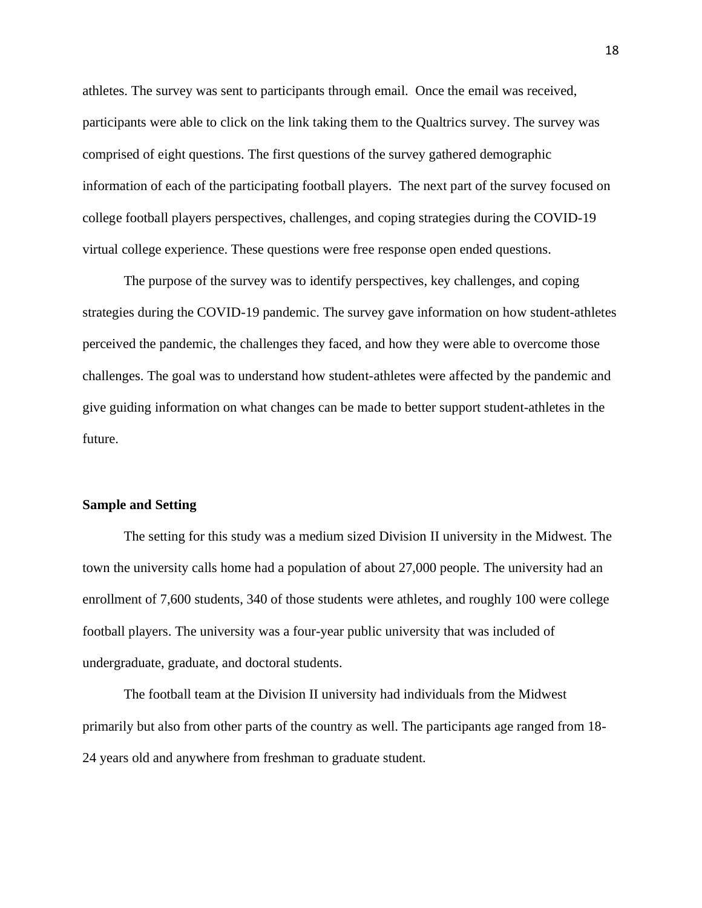athletes. The survey was sent to participants through email. Once the email was received, participants were able to click on the link taking them to the Qualtrics survey. The survey was comprised of eight questions. The first questions of the survey gathered demographic information of each of the participating football players. The next part of the survey focused on college football players perspectives, challenges, and coping strategies during the COVID-19 virtual college experience. These questions were free response open ended questions.

The purpose of the survey was to identify perspectives, key challenges, and coping strategies during the COVID-19 pandemic. The survey gave information on how student-athletes perceived the pandemic, the challenges they faced, and how they were able to overcome those challenges. The goal was to understand how student-athletes were affected by the pandemic and give guiding information on what changes can be made to better support student-athletes in the future.

**Sample and Setting**

The setting for this study was a medium sized Division II university in the Midwest. The town the university calls home had a population of about 27,000 people. The university had an enrollment of 7,600 students, 340 of those students were athletes, and roughly 100 were college football players. The university was a four-year public university that was included of undergraduate, graduate, and doctoral students.

The football team at the Division II university had individuals from the Midwest primarily but also from other parts of the country as well. The participants age ranged from 18-24 years old and anywhere from freshman to graduate student.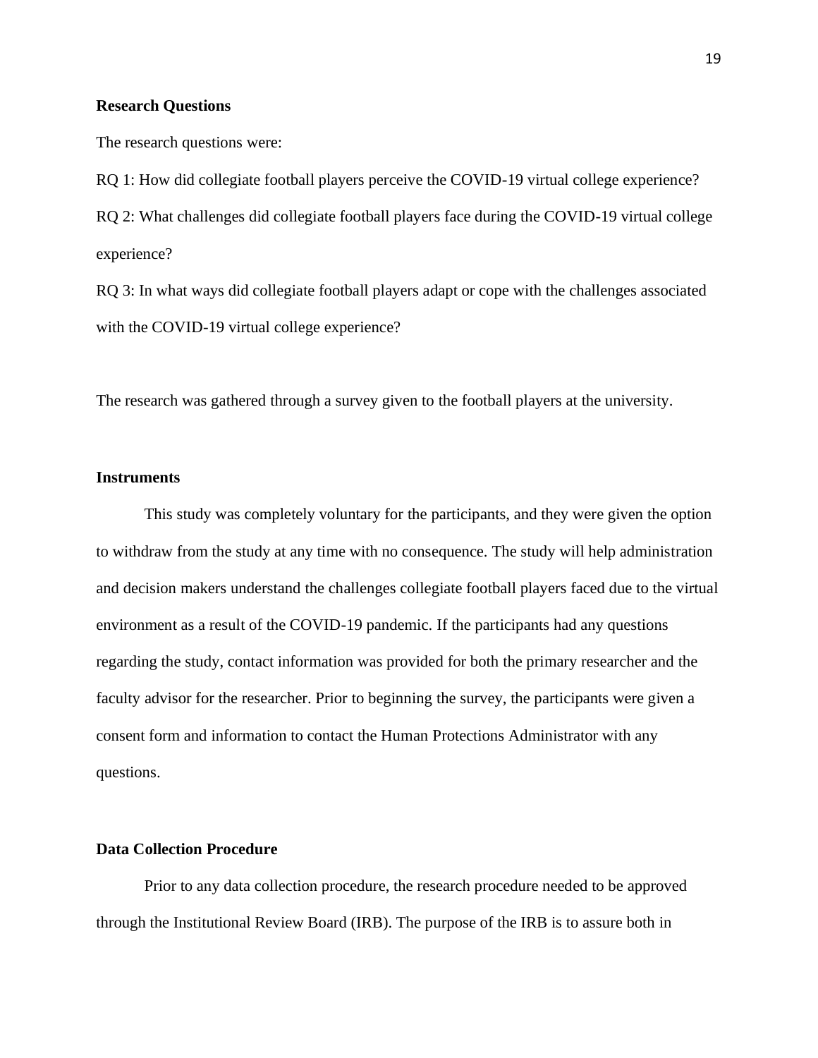**Research Questions**

The research questions were:

RQ 1: How did collegiate football players perceive the COVID-19 virtual college experience?

RQ 2: What challenges did collegiate football players face during the COVID-19 virtual college experience?

RQ 3: In what ways did collegiate football players adapt or cope with the challenges associated with the COVID-19 virtual college experience?

The research was gathered through a survey given to the football players at the university.

**Instruments**

This study was completely voluntary for the participants, and they were given the option to withdraw from the study at any time with no consequence. The study will help administration and decision makers understand the challenges collegiate football players faced due to the virtual environment as a result of the COVID-19 pandemic. If the participants had any questions regarding the study, contact information was provided for both the primary researcher and the faculty advisor for the researcher. Prior to beginning the survey, the participants were given a consent form and information to contact the Human Protections Administrator with any questions.

**Data Collection Procedure**

Prior to any data collection procedure, the research procedure needed to be approved through the Institutional Review Board (IRB). The purpose of the IRB is to assure both in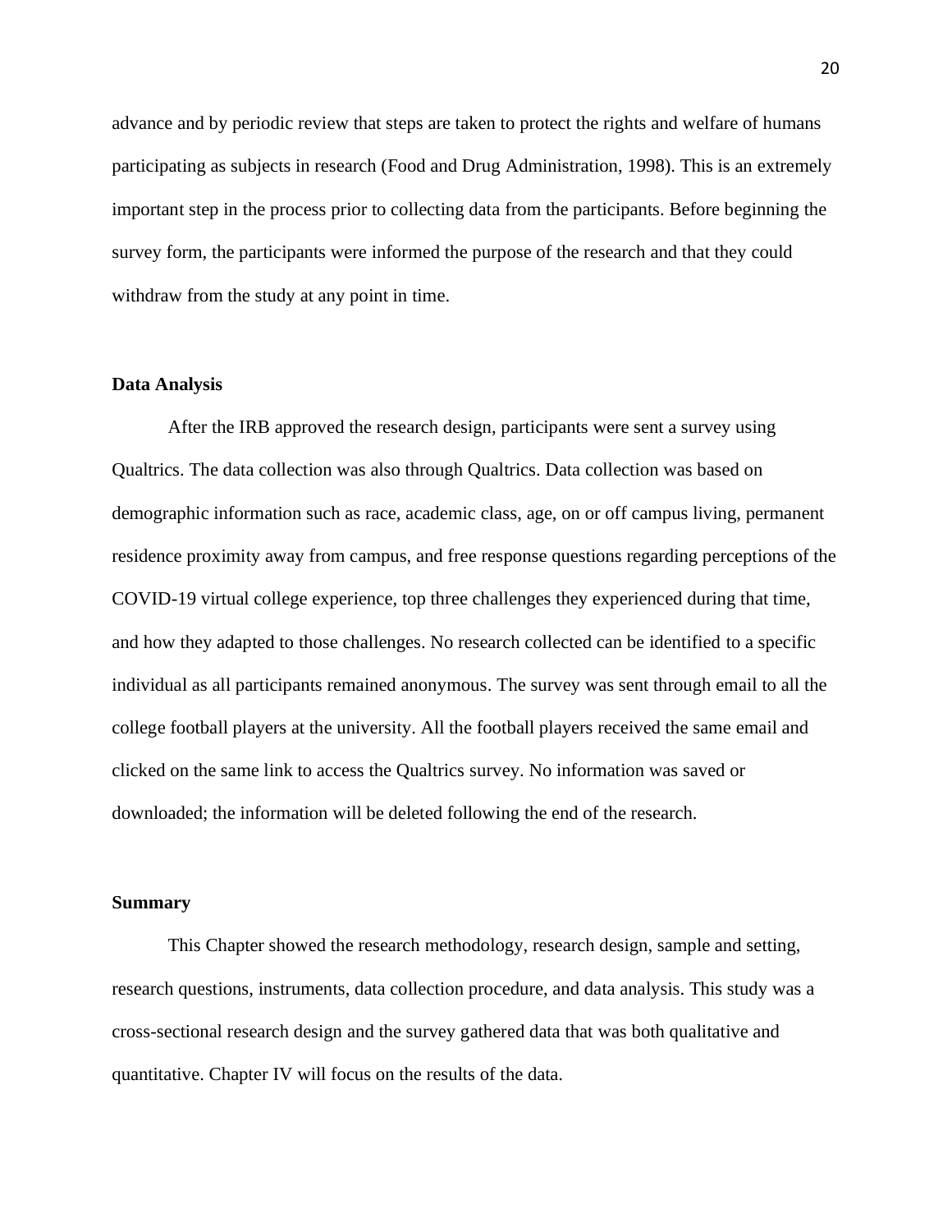advance and by periodic review that steps are taken to protect the rights and welfare of humans participating as subjects in research (Food and Drug Administration, 1998). This is an extremely important step in the process prior to collecting data from the participants. Before beginning the survey form, the participants were informed the purpose of the research and that they could withdraw from the study at any point in time.

### Data Analysis

After the IRB approved the research design, participants were sent a survey using Qualtrics. The data collection was also through Qualtrics. Data collection was based on demographic information such as race, academic class, age, on or off campus living, permanent residence proximity away from campus, and free response questions regarding perceptions of the COVID-19 virtual college experience, top three challenges they experienced during that time, and how they adapted to those challenges. No research collected can be identified to a specific individual as all participants remained anonymous. The survey was sent through email to all the college football players at the university. All the football players received the same email and clicked on the same link to access the Qualtrics survey. No information was saved or downloaded; the information will be deleted following the end of the research.

### Summary

This Chapter showed the research methodology, research design, sample and setting, research questions, instruments, data collection procedure, and data analysis. This study was a cross-sectional research design and the survey gathered data that was both qualitative and quantitative. Chapter IV will focus on the results of the data.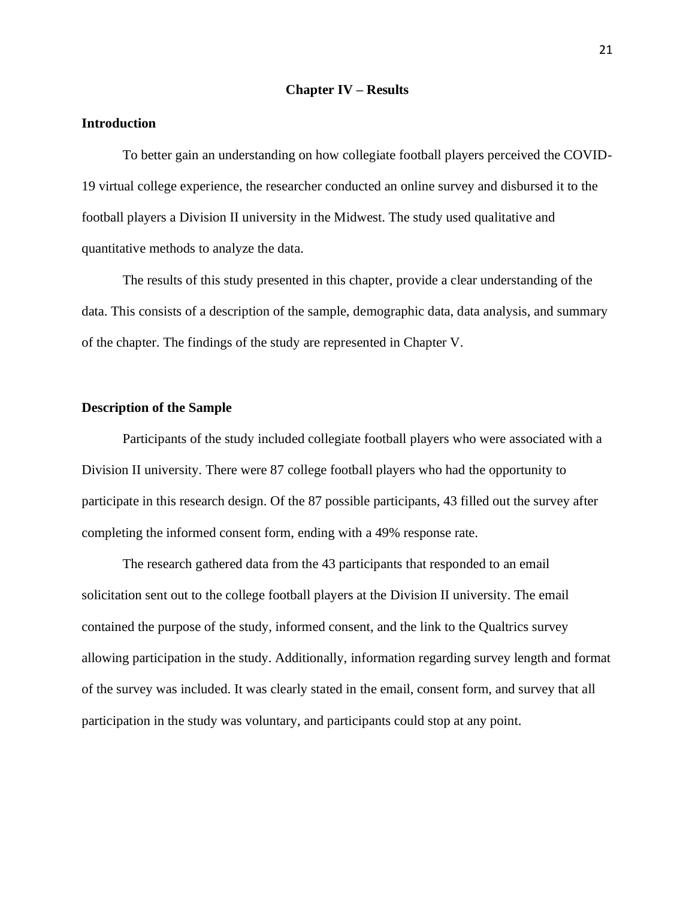## Chapter IV – Results

### Introduction

To better gain an understanding on how collegiate football players perceived the COVID-19 virtual college experience, the researcher conducted an online survey and disbursed it to the football players a Division II university in the Midwest. The study used qualitative and quantitative methods to analyze the data.

The results of this study presented in this chapter, provide a clear understanding of the data. This consists of a description of the sample, demographic data, data analysis, and summary of the chapter. The findings of the study are represented in Chapter V.

### Description of the Sample

Participants of the study included collegiate football players who were associated with a Division II university. There were 87 college football players who had the opportunity to participate in this research design. Of the 87 possible participants, 43 filled out the survey after completing the informed consent form, ending with a 49% response rate.

The research gathered data from the 43 participants that responded to an email solicitation sent out to the college football players at the Division II university. The email contained the purpose of the study, informed consent, and the link to the Qualtrics survey allowing participation in the study. Additionally, information regarding survey length and format of the survey was included. It was clearly stated in the email, consent form, and survey that all participation in the study was voluntary, and participants could stop at any point.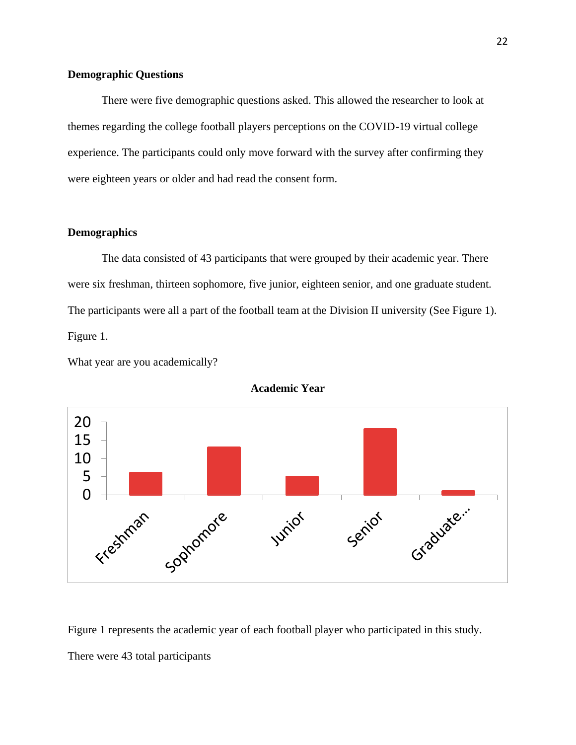**Demographic Questions**

There were five demographic questions asked. This allowed the researcher to look at themes regarding the college football players perceptions on the COVID-19 virtual college experience. The participants could only move forward with the survey after confirming they were eighteen years or older and had read the consent form.

**Demographics**

The data consisted of 43 participants that were grouped by their academic year. There were six freshman, thirteen sophomore, five junior, eighteen senior, and one graduate student. The participants were all a part of the football team at the Division II university (See Figure 1).

Figure 1.

What year are you academically?

**Academic Year**

Figure 1 represents the academic year of each football player who participated in this study. There were 43 total participants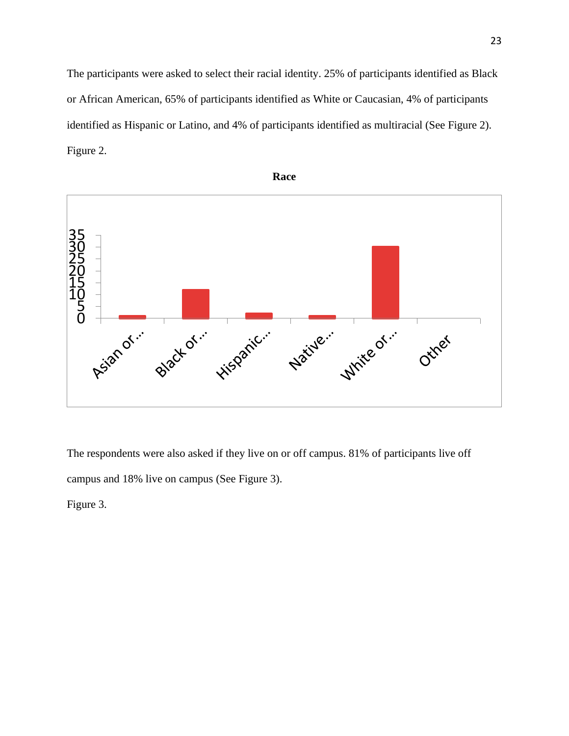The participants were asked to select their racial identity. 25% of participants identified as Black or African American, 65% of participants identified as White or Caucasian, 4% of participants identified as Hispanic or Latino, and 4% of participants identified as multiracial (See Figure 2).

Figure 2.

**Race**

The respondents were also asked if they live on or off campus. 81% of participants live off campus and 18% live on campus (See Figure 3).

Figure 3.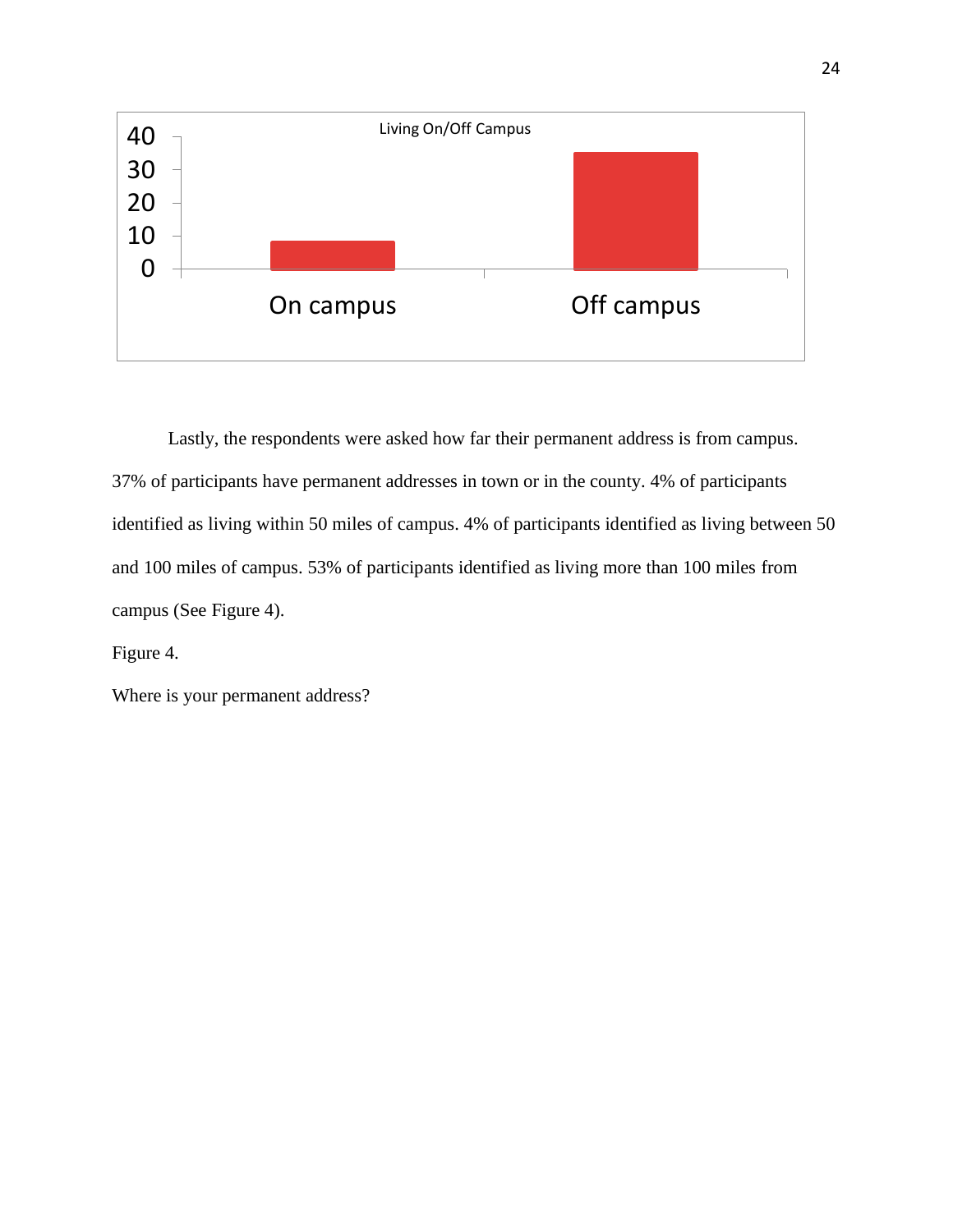Lastly, the respondents were asked how far their permanent address is from campus. 37% of participants have permanent addresses in town or in the county. 4% of participants identified as living within 50 miles of campus. 4% of participants identified as living between 50 and 100 miles of campus. 53% of participants identified as living more than 100 miles from campus (See Figure 4).

Figure 4.

Where is your permanent address?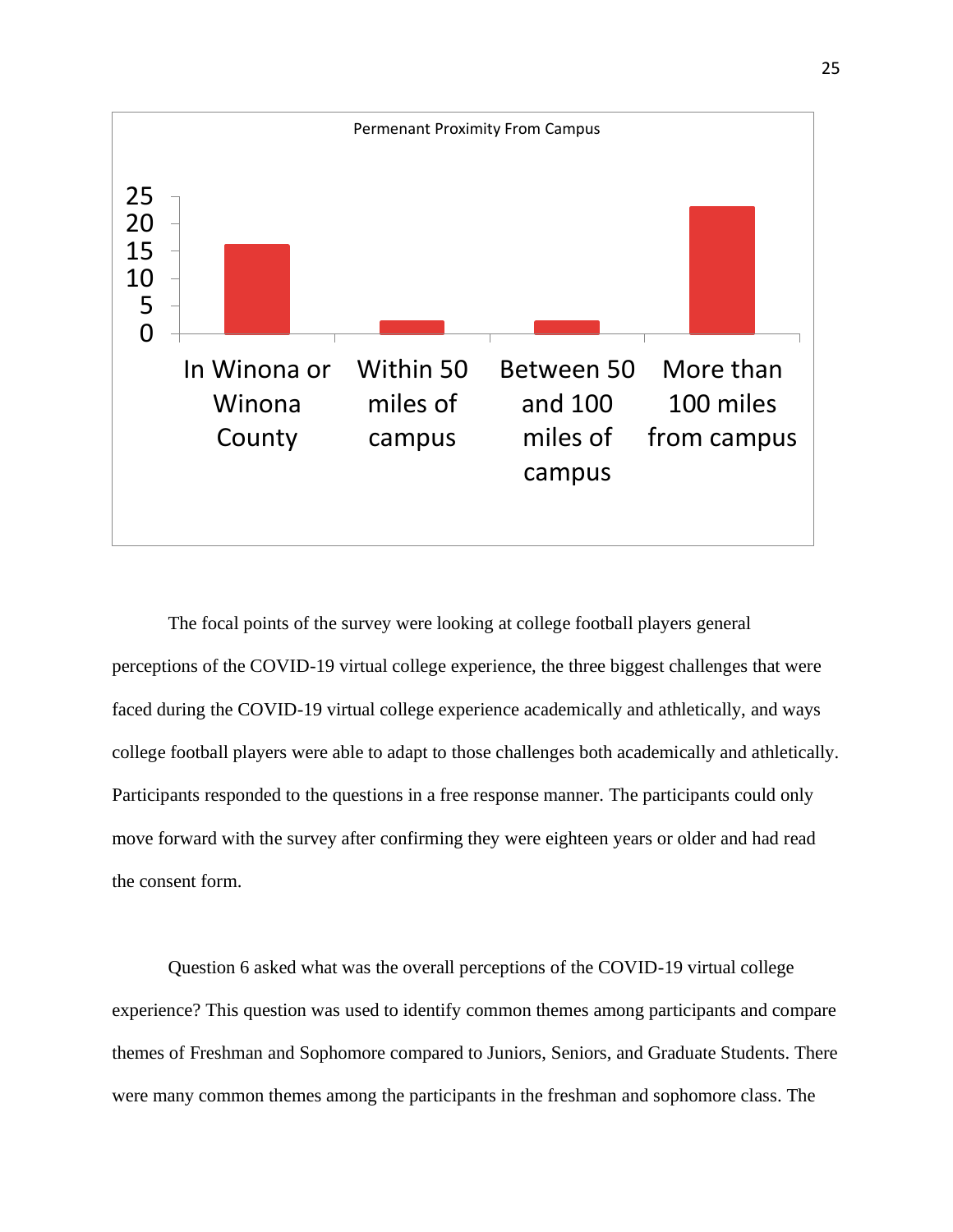Permenant Proximity From Campus

| Category | Value |
|---|---|
| In Winona or Winona County | 16 |
| Within 50 miles of campus | 2 |
| Between 50 and 100 miles of campus | 2 |
| More than 100 miles from campus | 23 |

The focal points of the survey were looking at college football players general perceptions of the COVID-19 virtual college experience, the three biggest challenges that were faced during the COVID-19 virtual college experience academically and athletically, and ways college football players were able to adapt to those challenges both academically and athletically. Participants responded to the questions in a free response manner. The participants could only move forward with the survey after confirming they were eighteen years or older and had read the consent form.

Question 6 asked what was the overall perceptions of the COVID-19 virtual college experience? This question was used to identify common themes among participants and compare themes of Freshman and Sophomore compared to Juniors, Seniors, and Graduate Students. There were many common themes among the participants in the freshman and sophomore class. The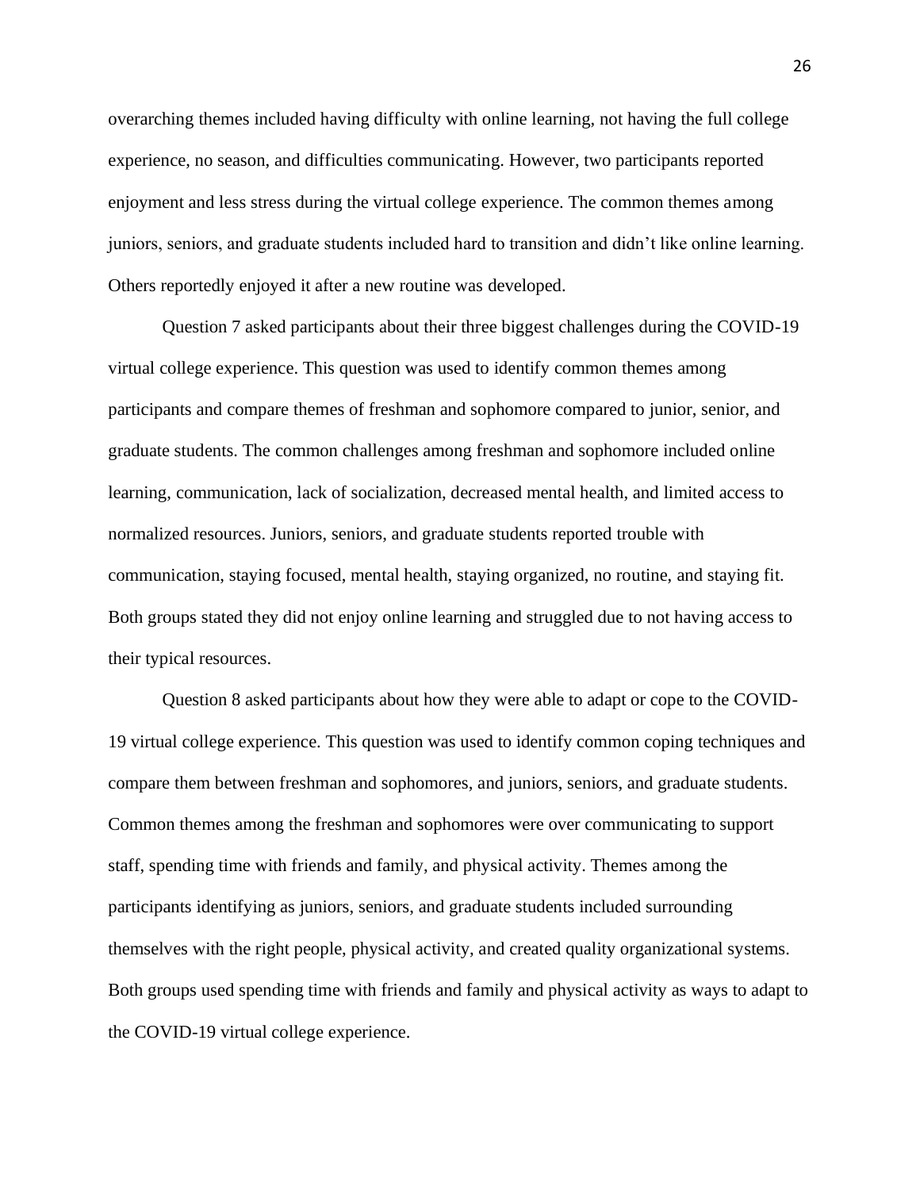overarching themes included having difficulty with online learning, not having the full college experience, no season, and difficulties communicating. However, two participants reported enjoyment and less stress during the virtual college experience. The common themes among juniors, seniors, and graduate students included hard to transition and didn't like online learning. Others reportedly enjoyed it after a new routine was developed.

Question 7 asked participants about their three biggest challenges during the COVID-19 virtual college experience. This question was used to identify common themes among participants and compare themes of freshman and sophomore compared to junior, senior, and graduate students. The common challenges among freshman and sophomore included online learning, communication, lack of socialization, decreased mental health, and limited access to normalized resources. Juniors, seniors, and graduate students reported trouble with communication, staying focused, mental health, staying organized, no routine, and staying fit. Both groups stated they did not enjoy online learning and struggled due to not having access to their typical resources.

Question 8 asked participants about how they were able to adapt or cope to the COVID-19 virtual college experience. This question was used to identify common coping techniques and compare them between freshman and sophomores, and juniors, seniors, and graduate students. Common themes among the freshman and sophomores were over communicating to support staff, spending time with friends and family, and physical activity. Themes among the participants identifying as juniors, seniors, and graduate students included surrounding themselves with the right people, physical activity, and created quality organizational systems. Both groups used spending time with friends and family and physical activity as ways to adapt to the COVID-19 virtual college experience.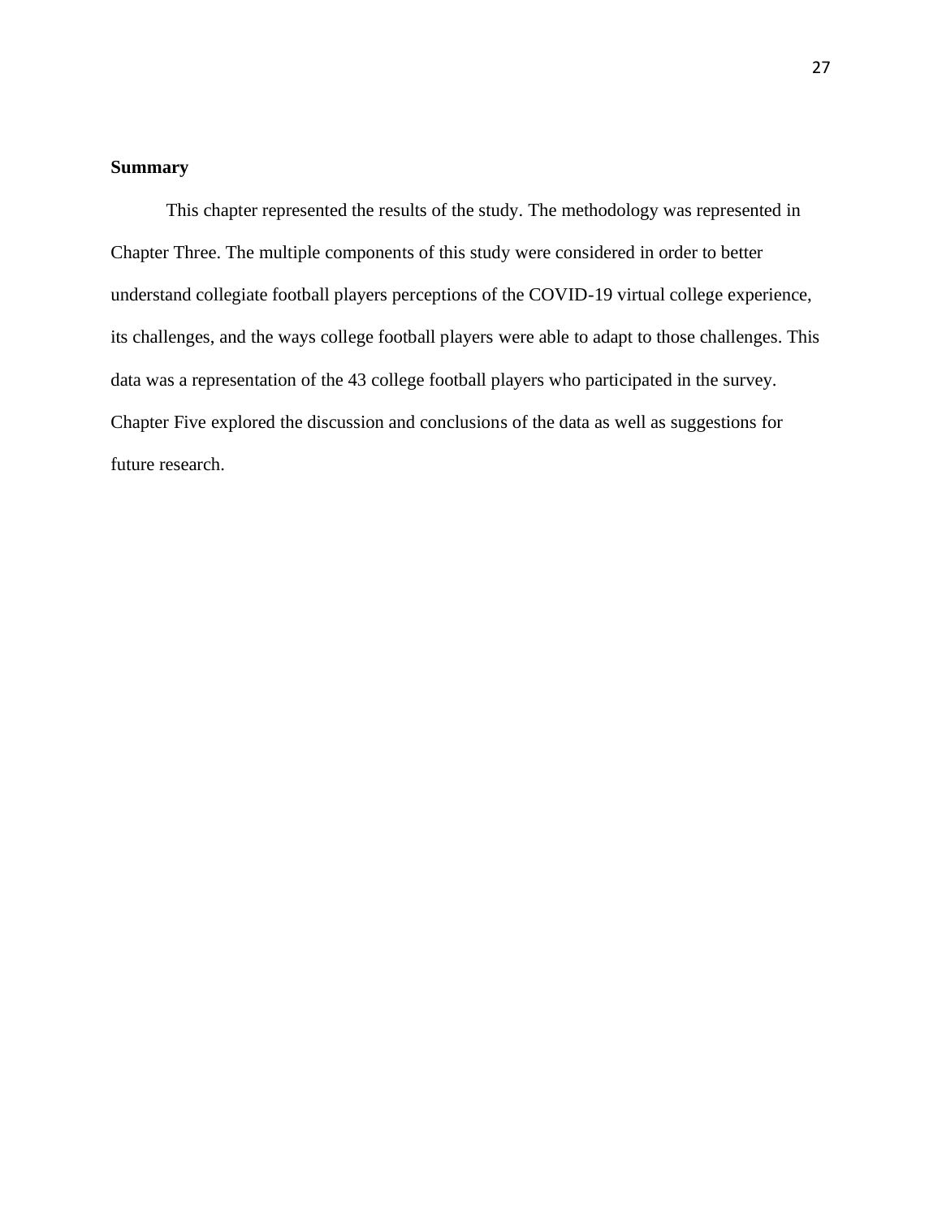**Summary**

This chapter represented the results of the study. The methodology was represented in Chapter Three. The multiple components of this study were considered in order to better understand collegiate football players perceptions of the COVID-19 virtual college experience, its challenges, and the ways college football players were able to adapt to those challenges. This data was a representation of the 43 college football players who participated in the survey. Chapter Five explored the discussion and conclusions of the data as well as suggestions for future research.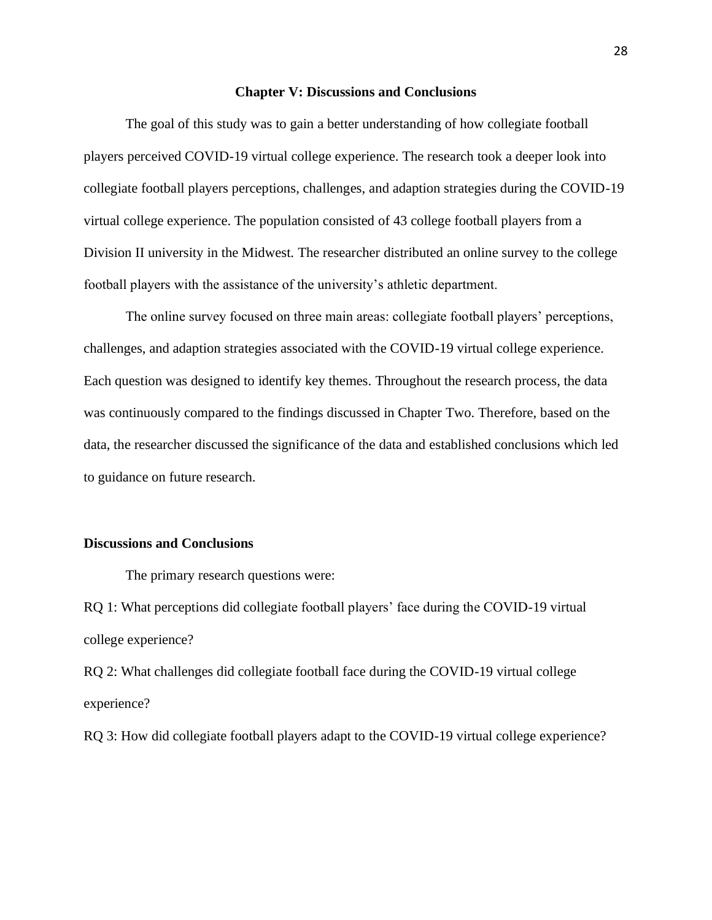# Chapter V: Discussions and Conclusions

The goal of this study was to gain a better understanding of how collegiate football players perceived COVID-19 virtual college experience. The research took a deeper look into collegiate football players perceptions, challenges, and adaption strategies during the COVID-19 virtual college experience. The population consisted of 43 college football players from a Division II university in the Midwest. The researcher distributed an online survey to the college football players with the assistance of the university's athletic department.

The online survey focused on three main areas: collegiate football players' perceptions, challenges, and adaption strategies associated with the COVID-19 virtual college experience. Each question was designed to identify key themes. Throughout the research process, the data was continuously compared to the findings discussed in Chapter Two. Therefore, based on the data, the researcher discussed the significance of the data and established conclusions which led to guidance on future research.

## Discussions and Conclusions

The primary research questions were:

RQ 1: What perceptions did collegiate football players' face during the COVID-19 virtual college experience?

RQ 2: What challenges did collegiate football face during the COVID-19 virtual college experience?

RQ 3: How did collegiate football players adapt to the COVID-19 virtual college experience?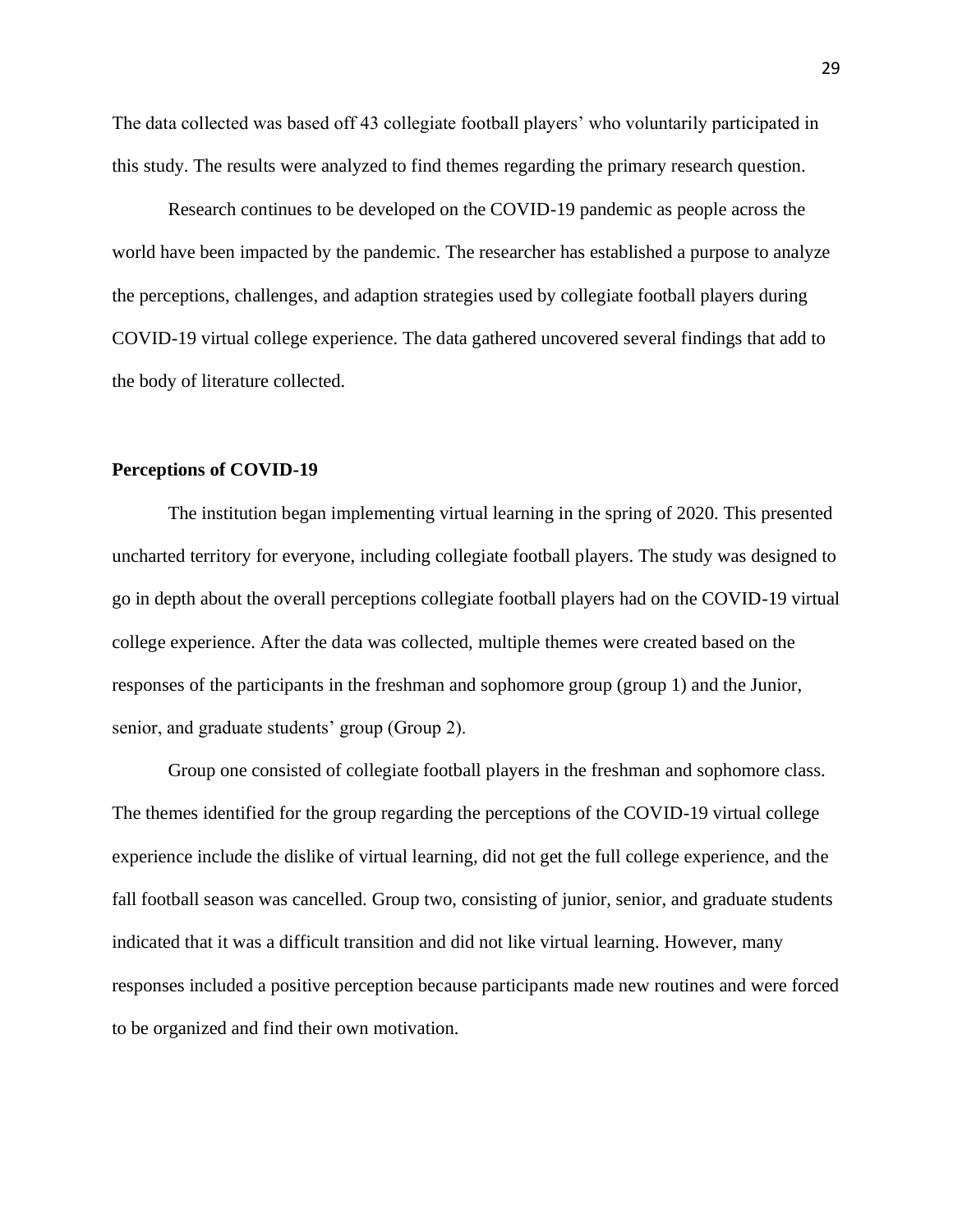The data collected was based off 43 collegiate football players' who voluntarily participated in this study. The results were analyzed to find themes regarding the primary research question.

Research continues to be developed on the COVID-19 pandemic as people across the world have been impacted by the pandemic. The researcher has established a purpose to analyze the perceptions, challenges, and adaption strategies used by collegiate football players during COVID-19 virtual college experience. The data gathered uncovered several findings that add to the body of literature collected.

## Perceptions of COVID-19

The institution began implementing virtual learning in the spring of 2020. This presented uncharted territory for everyone, including collegiate football players. The study was designed to go in depth about the overall perceptions collegiate football players had on the COVID-19 virtual college experience. After the data was collected, multiple themes were created based on the responses of the participants in the freshman and sophomore group (group 1) and the Junior, senior, and graduate students' group (Group 2).

Group one consisted of collegiate football players in the freshman and sophomore class. The themes identified for the group regarding the perceptions of the COVID-19 virtual college experience include the dislike of virtual learning, did not get the full college experience, and the fall football season was cancelled. Group two, consisting of junior, senior, and graduate students indicated that it was a difficult transition and did not like virtual learning. However, many responses included a positive perception because participants made new routines and were forced to be organized and find their own motivation.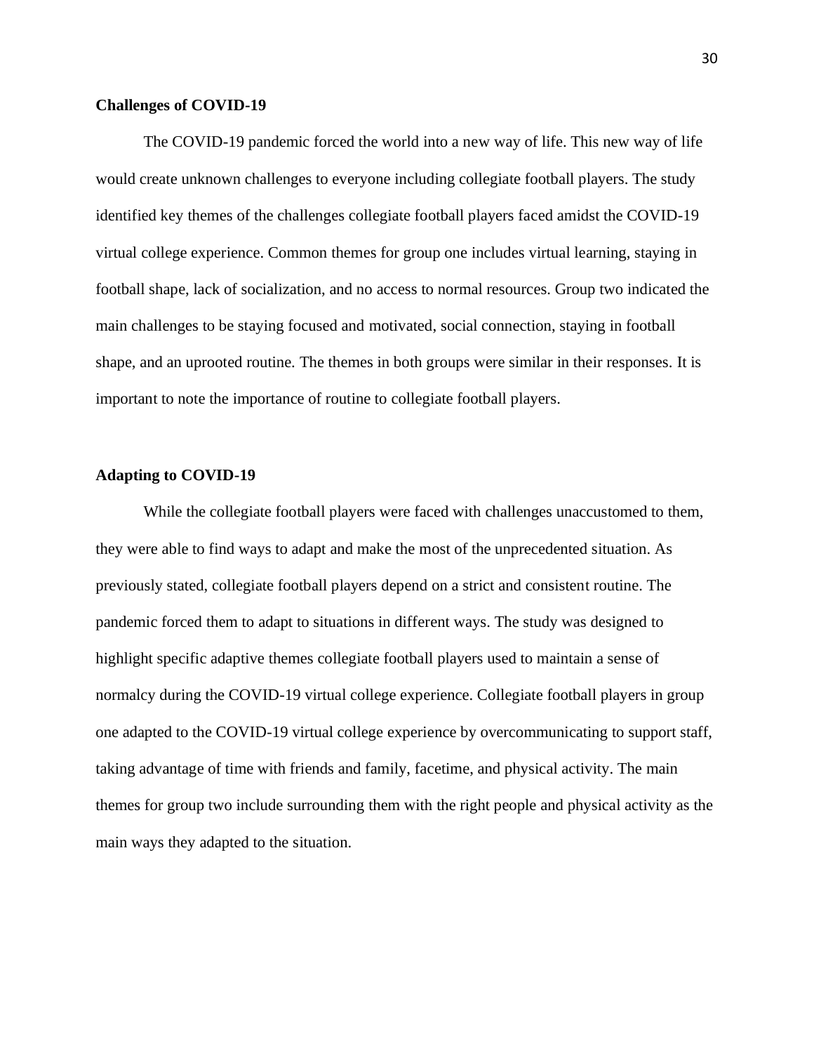### Challenges of COVID-19

The COVID-19 pandemic forced the world into a new way of life. This new way of life would create unknown challenges to everyone including collegiate football players. The study identified key themes of the challenges collegiate football players faced amidst the COVID-19 virtual college experience. Common themes for group one includes virtual learning, staying in football shape, lack of socialization, and no access to normal resources. Group two indicated the main challenges to be staying focused and motivated, social connection, staying in football shape, and an uprooted routine. The themes in both groups were similar in their responses. It is important to note the importance of routine to collegiate football players.

### Adapting to COVID-19

While the collegiate football players were faced with challenges unaccustomed to them, they were able to find ways to adapt and make the most of the unprecedented situation. As previously stated, collegiate football players depend on a strict and consistent routine. The pandemic forced them to adapt to situations in different ways. The study was designed to highlight specific adaptive themes collegiate football players used to maintain a sense of normalcy during the COVID-19 virtual college experience. Collegiate football players in group one adapted to the COVID-19 virtual college experience by overcommunicating to support staff, taking advantage of time with friends and family, facetime, and physical activity. The main themes for group two include surrounding them with the right people and physical activity as the main ways they adapted to the situation.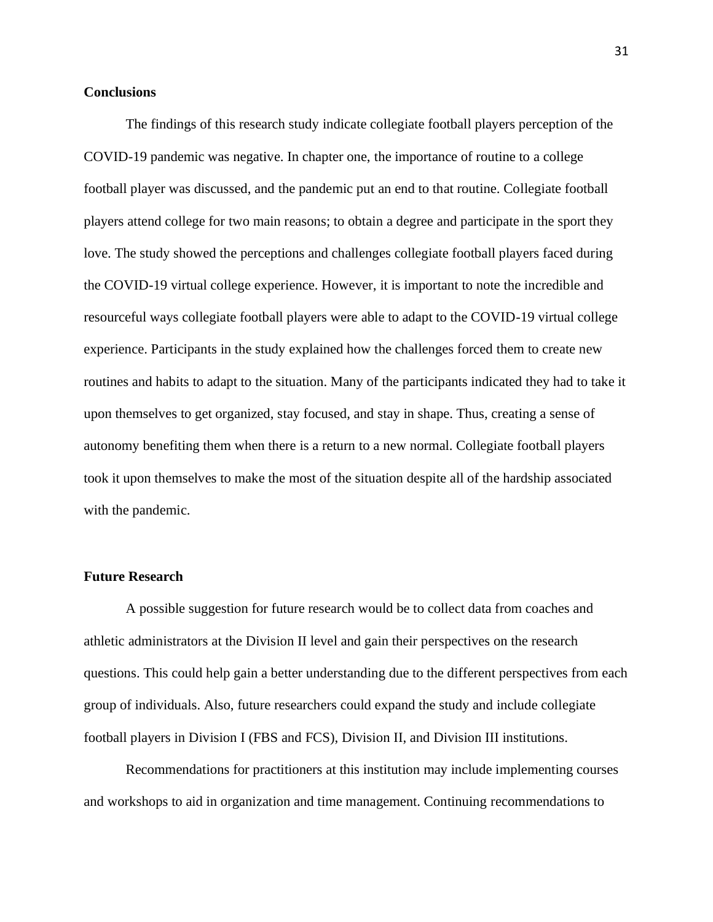## Conclusions

The findings of this research study indicate collegiate football players perception of the COVID-19 pandemic was negative. In chapter one, the importance of routine to a college football player was discussed, and the pandemic put an end to that routine. Collegiate football players attend college for two main reasons; to obtain a degree and participate in the sport they love. The study showed the perceptions and challenges collegiate football players faced during the COVID-19 virtual college experience. However, it is important to note the incredible and resourceful ways collegiate football players were able to adapt to the COVID-19 virtual college experience. Participants in the study explained how the challenges forced them to create new routines and habits to adapt to the situation. Many of the participants indicated they had to take it upon themselves to get organized, stay focused, and stay in shape. Thus, creating a sense of autonomy benefiting them when there is a return to a new normal. Collegiate football players took it upon themselves to make the most of the situation despite all of the hardship associated with the pandemic.

## Future Research

A possible suggestion for future research would be to collect data from coaches and athletic administrators at the Division II level and gain their perspectives on the research questions. This could help gain a better understanding due to the different perspectives from each group of individuals. Also, future researchers could expand the study and include collegiate football players in Division I (FBS and FCS), Division II, and Division III institutions.

Recommendations for practitioners at this institution may include implementing courses and workshops to aid in organization and time management. Continuing recommendations to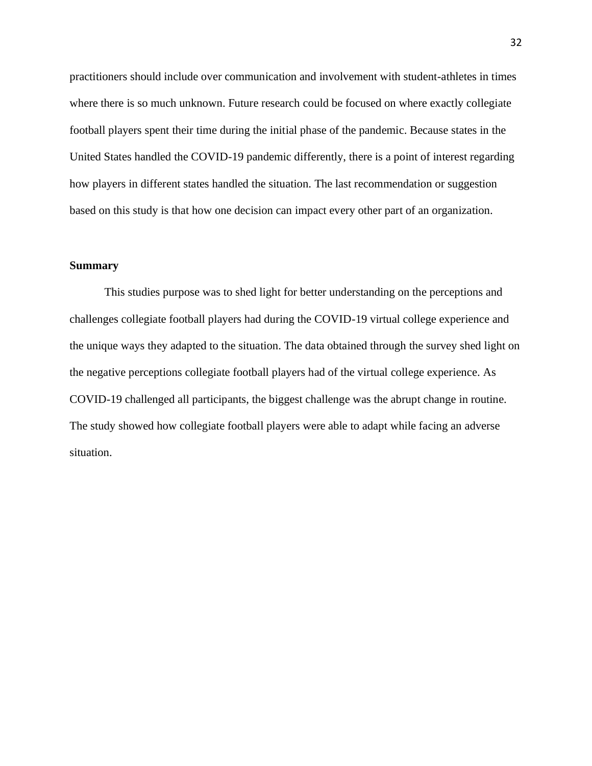practitioners should include over communication and involvement with student-athletes in times where there is so much unknown. Future research could be focused on where exactly collegiate football players spent their time during the initial phase of the pandemic. Because states in the United States handled the COVID-19 pandemic differently, there is a point of interest regarding how players in different states handled the situation. The last recommendation or suggestion based on this study is that how one decision can impact every other part of an organization.

**Summary**

This studies purpose was to shed light for better understanding on the perceptions and challenges collegiate football players had during the COVID-19 virtual college experience and the unique ways they adapted to the situation. The data obtained through the survey shed light on the negative perceptions collegiate football players had of the virtual college experience. As COVID-19 challenged all participants, the biggest challenge was the abrupt change in routine. The study showed how collegiate football players were able to adapt while facing an adverse situation.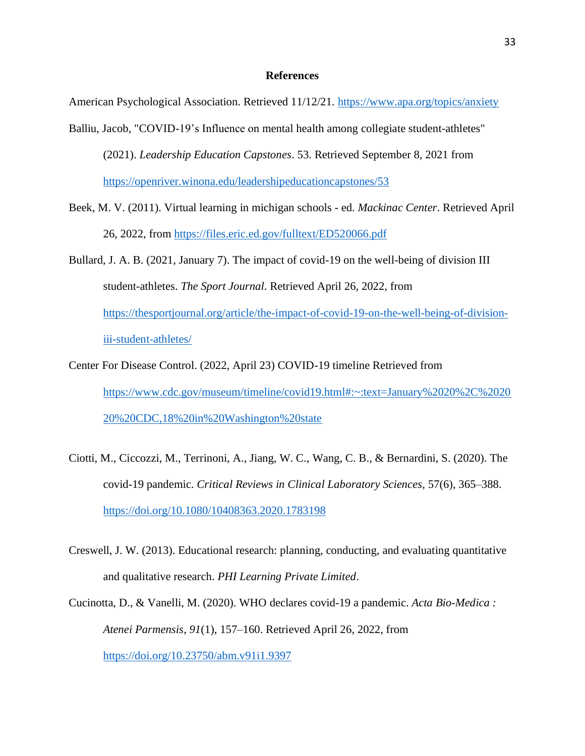## References

American Psychological Association. Retrieved 11/12/21. https://www.apa.org/topics/anxiety

Balliu, Jacob, "COVID-19's Influence on mental health among collegiate student-athletes" (2021). *Leadership Education Capstones*. 53. Retrieved September 8, 2021 from https://openriver.winona.edu/leadershipeducationcapstones/53

Beek, M. V. (2011). Virtual learning in michigan schools - ed. *Mackinac Center*. Retrieved April 26, 2022, from https://files.eric.ed.gov/fulltext/ED520066.pdf

Bullard, J. A. B. (2021, January 7). The impact of covid-19 on the well-being of division III student-athletes. *The Sport Journal*. Retrieved April 26, 2022, from https://thesportjournal.org/article/the-impact-of-covid-19-on-the-well-being-of-division-iii-student-athletes/

Center For Disease Control. (2022, April 23) COVID-19 timeline Retrieved from https://www.cdc.gov/museum/timeline/covid19.html#:~:text=January%2020%2C%202020%20CDC,18%20in%20Washington%20state

Ciotti, M., Ciccozzi, M., Terrinoni, A., Jiang, W. C., Wang, C. B., & Bernardini, S. (2020). The covid-19 pandemic. *Critical Reviews in Clinical Laboratory Sciences*, 57(6), 365–388. https://doi.org/10.1080/10408363.2020.1783198

Creswell, J. W. (2013). Educational research: planning, conducting, and evaluating quantitative and qualitative research. *PHI Learning Private Limited*.

Cucinotta, D., & Vanelli, M. (2020). WHO declares covid-19 a pandemic. *Acta Bio-Medica : Atenei Parmensis*, *91*(1), 157–160. Retrieved April 26, 2022, from https://doi.org/10.23750/abm.v91i1.9397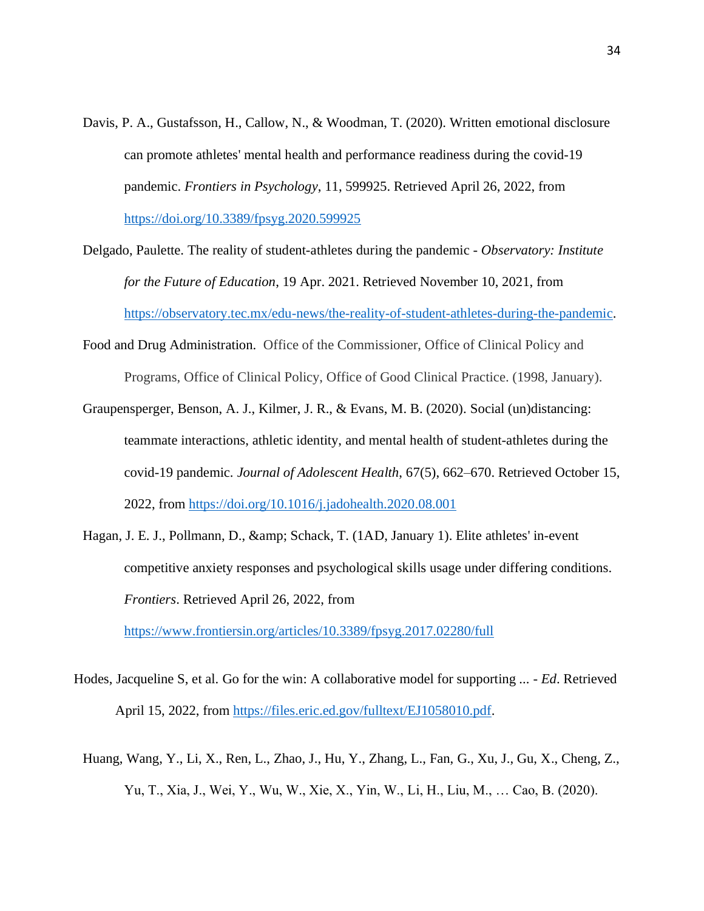Davis, P. A., Gustafsson, H., Callow, N., & Woodman, T. (2020). Written emotional disclosure can promote athletes' mental health and performance readiness during the covid-19 pandemic. *Frontiers in Psychology*, 11, 599925. Retrieved April 26, 2022, from https://doi.org/10.3389/fpsyg.2020.599925

Delgado, Paulette. The reality of student-athletes during the pandemic - *Observatory: Institute for the Future of Education*, 19 Apr. 2021. Retrieved November 10, 2021, from https://observatory.tec.mx/edu-news/the-reality-of-student-athletes-during-the-pandemic.

Food and Drug Administration. Office of the Commissioner, Office of Clinical Policy and Programs, Office of Clinical Policy, Office of Good Clinical Practice. (1998, January).

Graupensperger, Benson, A. J., Kilmer, J. R., & Evans, M. B. (2020). Social (un)distancing: teammate interactions, athletic identity, and mental health of student-athletes during the covid-19 pandemic. *Journal of Adolescent Health*, 67(5), 662–670. Retrieved October 15, 2022, from https://doi.org/10.1016/j.jadohealth.2020.08.001

Hagan, J. E. J., Pollmann, D., &amp; Schack, T. (1AD, January 1). Elite athletes' in-event competitive anxiety responses and psychological skills usage under differing conditions. *Frontiers*. Retrieved April 26, 2022, from https://www.frontiersin.org/articles/10.3389/fpsyg.2017.02280/full

Hodes, Jacqueline S, et al. Go for the win: A collaborative model for supporting ... - *Ed*. Retrieved April 15, 2022, from https://files.eric.ed.gov/fulltext/EJ1058010.pdf.

Huang, Wang, Y., Li, X., Ren, L., Zhao, J., Hu, Y., Zhang, L., Fan, G., Xu, J., Gu, X., Cheng, Z., Yu, T., Xia, J., Wei, Y., Wu, W., Xie, X., Yin, W., Li, H., Liu, M., … Cao, B. (2020).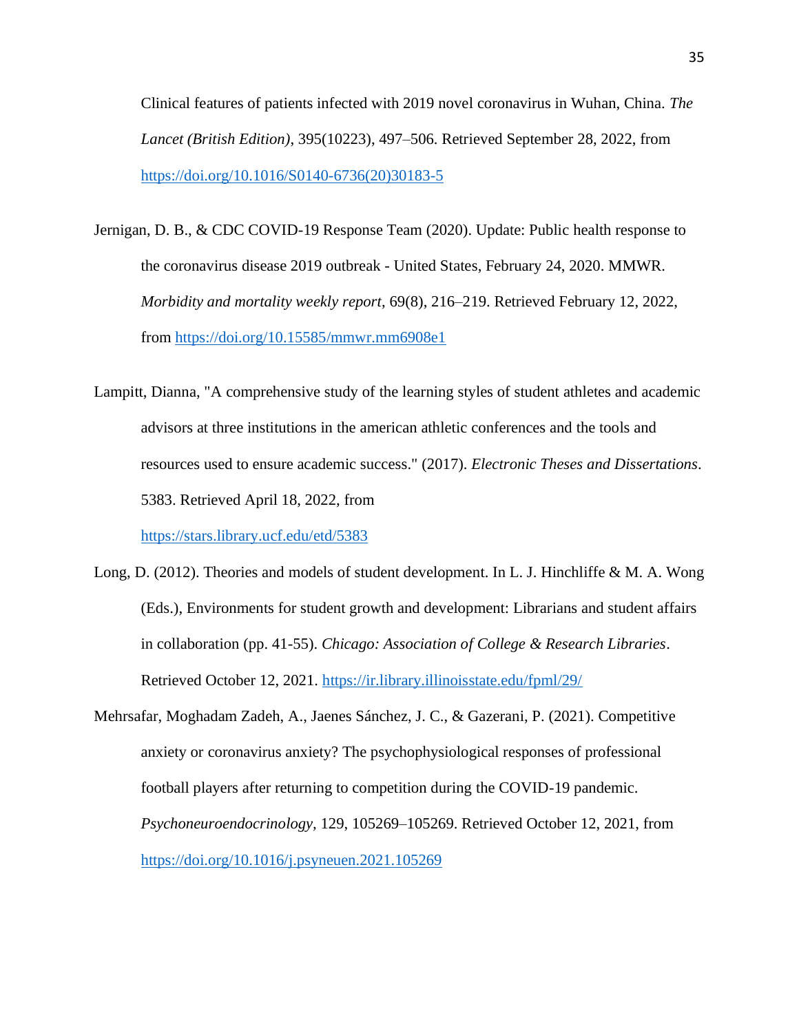Clinical features of patients infected with 2019 novel coronavirus in Wuhan, China. *The Lancet (British Edition)*, 395(10223), 497–506. Retrieved September 28, 2022, from https://doi.org/10.1016/S0140-6736(20)30183-5

Jernigan, D. B., & CDC COVID-19 Response Team (2020). Update: Public health response to the coronavirus disease 2019 outbreak - United States, February 24, 2020. MMWR. *Morbidity and mortality weekly report*, 69(8), 216–219. Retrieved February 12, 2022, from https://doi.org/10.15585/mmwr.mm6908e1

Lampitt, Dianna, "A comprehensive study of the learning styles of student athletes and academic advisors at three institutions in the american athletic conferences and the tools and resources used to ensure academic success." (2017). *Electronic Theses and Dissertations*. 5383. Retrieved April 18, 2022, from https://stars.library.ucf.edu/etd/5383

Long, D. (2012). Theories and models of student development. In L. J. Hinchliffe & M. A. Wong (Eds.), Environments for student growth and development: Librarians and student affairs in collaboration (pp. 41-55). *Chicago: Association of College & Research Libraries*. Retrieved October 12, 2021. https://ir.library.illinoisstate.edu/fpml/29/

Mehrsafar, Moghadam Zadeh, A., Jaenes Sánchez, J. C., & Gazerani, P. (2021). Competitive anxiety or coronavirus anxiety? The psychophysiological responses of professional football players after returning to competition during the COVID-19 pandemic. *Psychoneuroendocrinology,* 129, 105269–105269. Retrieved October 12, 2021, from https://doi.org/10.1016/j.psyneuen.2021.105269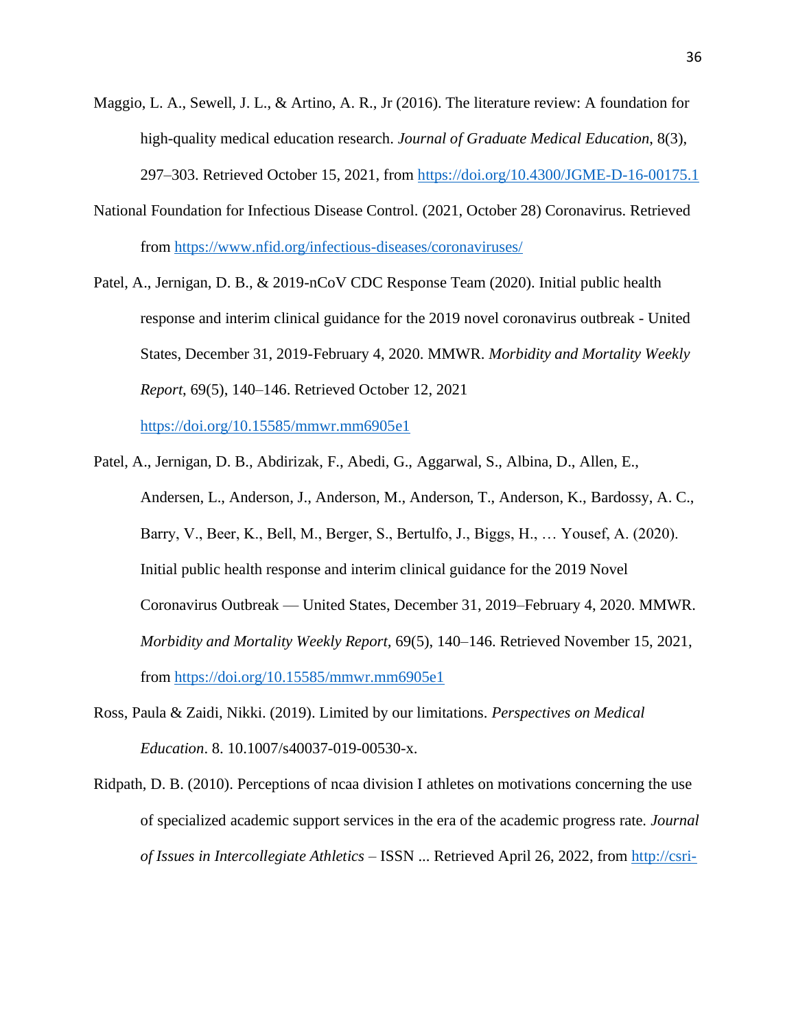Maggio, L. A., Sewell, J. L., & Artino, A. R., Jr (2016). The literature review: A foundation for high-quality medical education research. *Journal of Graduate Medical Education*, 8(3), 297–303. Retrieved October 15, 2021, from https://doi.org/10.4300/JGME-D-16-00175.1

National Foundation for Infectious Disease Control. (2021, October 28) Coronavirus. Retrieved from https://www.nfid.org/infectious-diseases/coronaviruses/

Patel, A., Jernigan, D. B., & 2019-nCoV CDC Response Team (2020). Initial public health response and interim clinical guidance for the 2019 novel coronavirus outbreak - United States, December 31, 2019-February 4, 2020. MMWR. *Morbidity and Mortality Weekly Report*, 69(5), 140–146. Retrieved October 12, 2021 https://doi.org/10.15585/mmwr.mm6905e1

Patel, A., Jernigan, D. B., Abdirizak, F., Abedi, G., Aggarwal, S., Albina, D., Allen, E., Andersen, L., Anderson, J., Anderson, M., Anderson, T., Anderson, K., Bardossy, A. C., Barry, V., Beer, K., Bell, M., Berger, S., Bertulfo, J., Biggs, H., … Yousef, A. (2020). Initial public health response and interim clinical guidance for the 2019 Novel Coronavirus Outbreak — United States, December 31, 2019–February 4, 2020. MMWR. *Morbidity and Mortality Weekly Report*, 69(5), 140–146. Retrieved November 15, 2021, from https://doi.org/10.15585/mmwr.mm6905e1

Ross, Paula & Zaidi, Nikki. (2019). Limited by our limitations. *Perspectives on Medical Education*. 8. 10.1007/s40037-019-00530-x.

Ridpath, D. B. (2010). Perceptions of ncaa division I athletes on motivations concerning the use of specialized academic support services in the era of the academic progress rate. *Journal of Issues in Intercollegiate Athletics* – ISSN ... Retrieved April 26, 2022, from http://csri-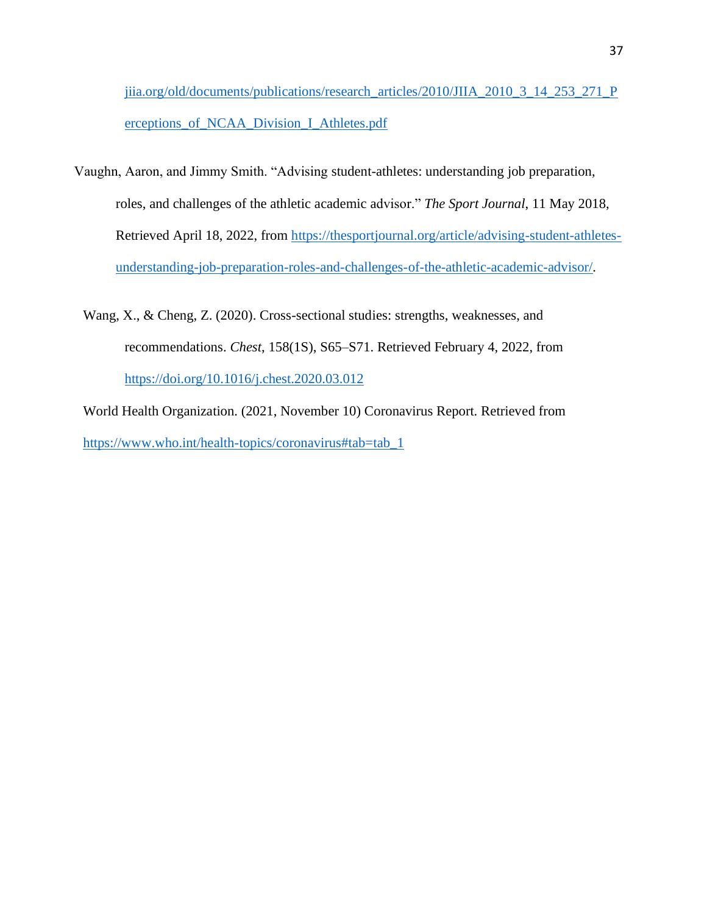jiia.org/old/documents/publications/research_articles/2010/JIIA_2010_3_14_253_271_Perceptions_of_NCAA_Division_I_Athletes.pdf

Vaughn, Aaron, and Jimmy Smith. "Advising student-athletes: understanding job preparation, roles, and challenges of the athletic academic advisor." *The Sport Journal*, 11 May 2018, Retrieved April 18, 2022, from https://thesportjournal.org/article/advising-student-athletes-understanding-job-preparation-roles-and-challenges-of-the-athletic-academic-advisor/.

Wang, X., & Cheng, Z. (2020). Cross-sectional studies: strengths, weaknesses, and recommendations. *Chest*, 158(1S), S65–S71. Retrieved February 4, 2022, from https://doi.org/10.1016/j.chest.2020.03.012

World Health Organization. (2021, November 10) Coronavirus Report. Retrieved from https://www.who.int/health-topics/coronavirus#tab=tab_1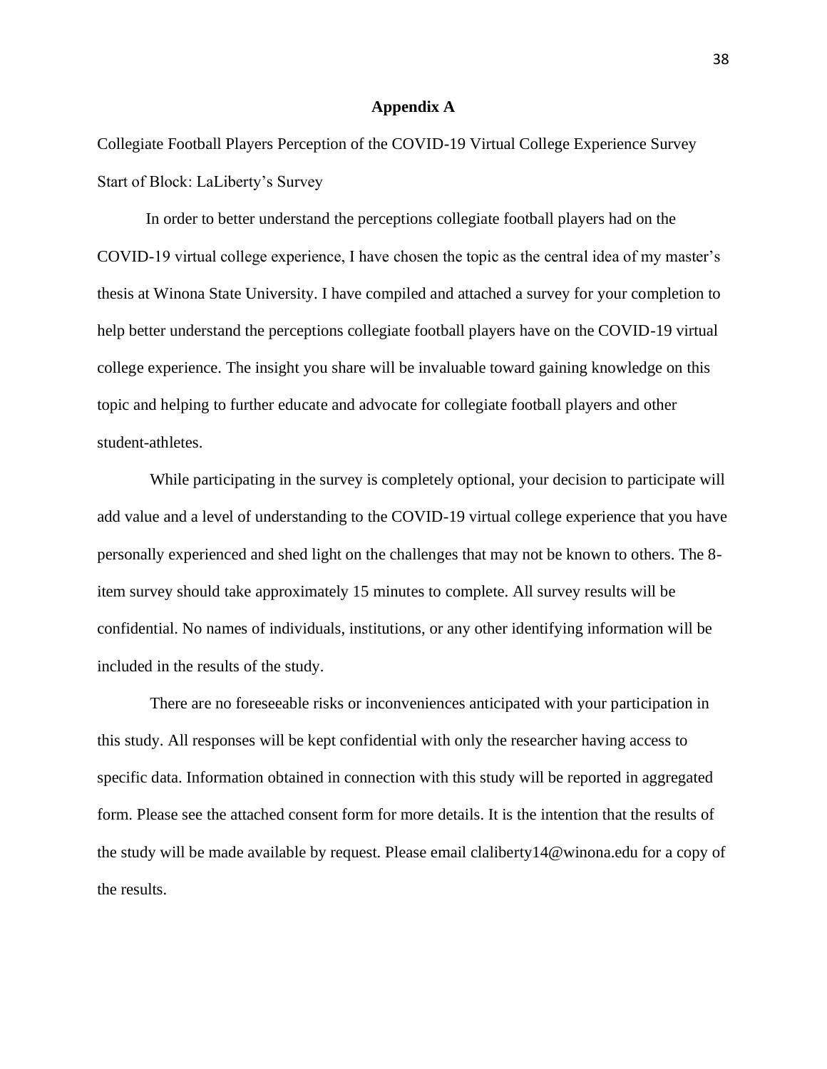# Appendix A

Collegiate Football Players Perception of the COVID-19 Virtual College Experience Survey
Start of Block: LaLiberty's Survey

In order to better understand the perceptions collegiate football players had on the COVID-19 virtual college experience, I have chosen the topic as the central idea of my master's thesis at Winona State University. I have compiled and attached a survey for your completion to help better understand the perceptions collegiate football players have on the COVID-19 virtual college experience. The insight you share will be invaluable toward gaining knowledge on this topic and helping to further educate and advocate for collegiate football players and other student-athletes.

While participating in the survey is completely optional, your decision to participate will add value and a level of understanding to the COVID-19 virtual college experience that you have personally experienced and shed light on the challenges that may not be known to others. The 8-item survey should take approximately 15 minutes to complete. All survey results will be confidential. No names of individuals, institutions, or any other identifying information will be included in the results of the study.

There are no foreseeable risks or inconveniences anticipated with your participation in this study. All responses will be kept confidential with only the researcher having access to specific data. Information obtained in connection with this study will be reported in aggregated form. Please see the attached consent form for more details. It is the intention that the results of the study will be made available by request. Please email claliberty14@winona.edu for a copy of the results.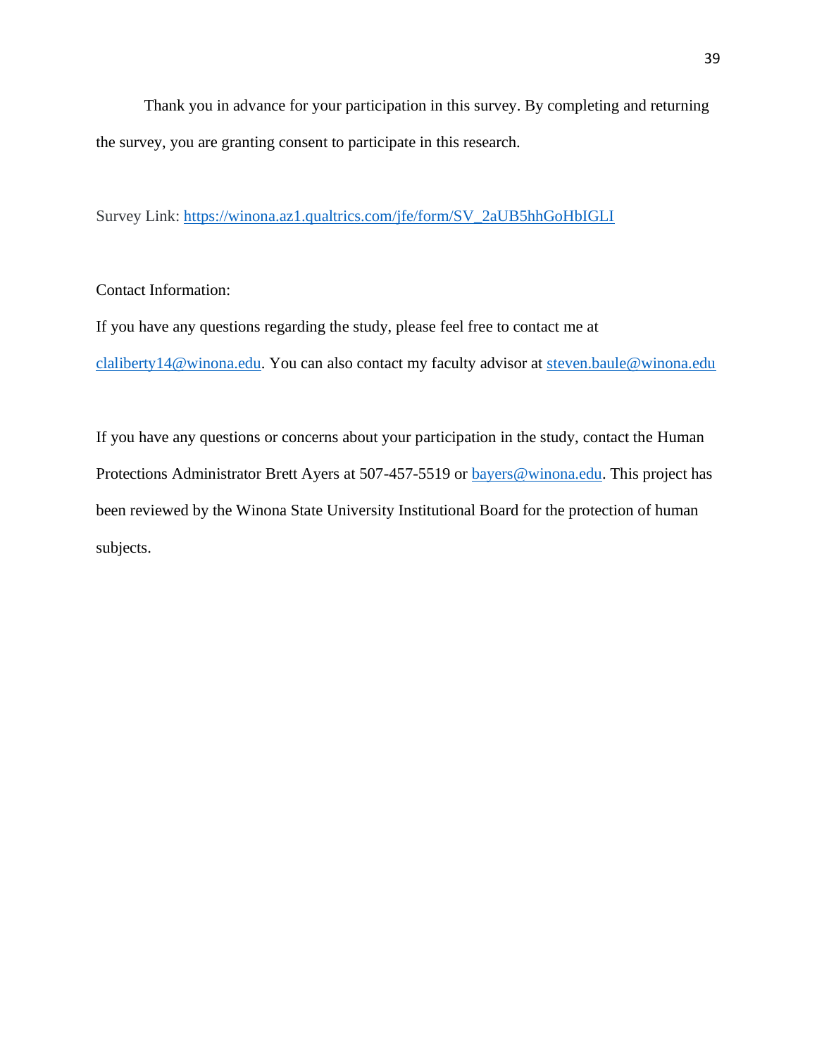Thank you in advance for your participation in this survey. By completing and returning the survey, you are granting consent to participate in this research.

Survey Link: https://winona.az1.qualtrics.com/jfe/form/SV_2aUB5hhGoHbIGLI

Contact Information:

If you have any questions regarding the study, please feel free to contact me at claliberty14@winona.edu. You can also contact my faculty advisor at steven.baule@winona.edu

If you have any questions or concerns about your participation in the study, contact the Human Protections Administrator Brett Ayers at 507-457-5519 or bayers@winona.edu. This project has been reviewed by the Winona State University Institutional Board for the protection of human subjects.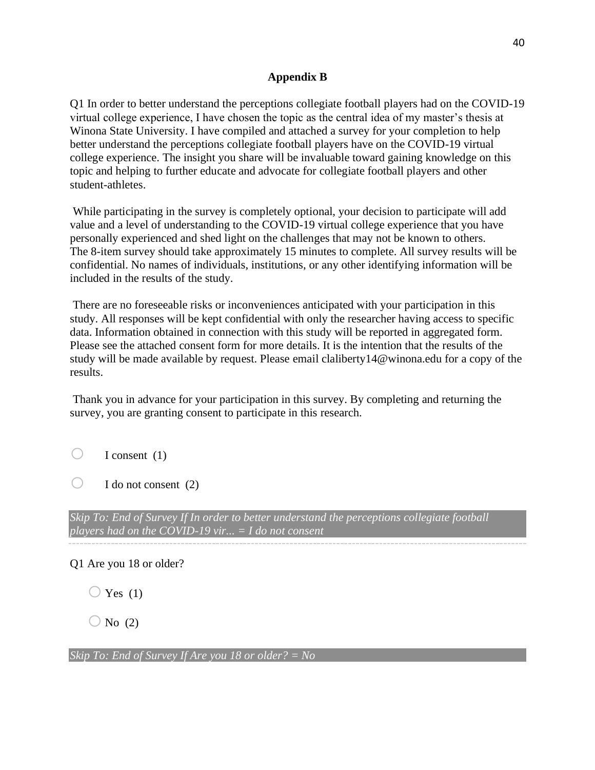## Appendix B

Q1 In order to better understand the perceptions collegiate football players had on the COVID-19 virtual college experience, I have chosen the topic as the central idea of my master's thesis at Winona State University. I have compiled and attached a survey for your completion to help better understand the perceptions collegiate football players have on the COVID-19 virtual college experience. The insight you share will be invaluable toward gaining knowledge on this topic and helping to further educate and advocate for collegiate football players and other student-athletes.

While participating in the survey is completely optional, your decision to participate will add value and a level of understanding to the COVID-19 virtual college experience that you have personally experienced and shed light on the challenges that may not be known to others. The 8-item survey should take approximately 15 minutes to complete. All survey results will be confidential. No names of individuals, institutions, or any other identifying information will be included in the results of the study.

There are no foreseeable risks or inconveniences anticipated with your participation in this study. All responses will be kept confidential with only the researcher having access to specific data. Information obtained in connection with this study will be reported in aggregated form. Please see the attached consent form for more details. It is the intention that the results of the study will be made available by request. Please email claliberty14@winona.edu for a copy of the results.

Thank you in advance for your participation in this survey. By completing and returning the survey, you are granting consent to participate in this research.

○ I consent (1)

○ I do not consent (2)

*Skip To: End of Survey If In order to better understand the perceptions collegiate football players had on the COVID-19 vir... = I do not consent*

---

Q1 Are you 18 or older?

○ Yes (1)

○ No (2)

*Skip To: End of Survey If Are you 18 or older? = No*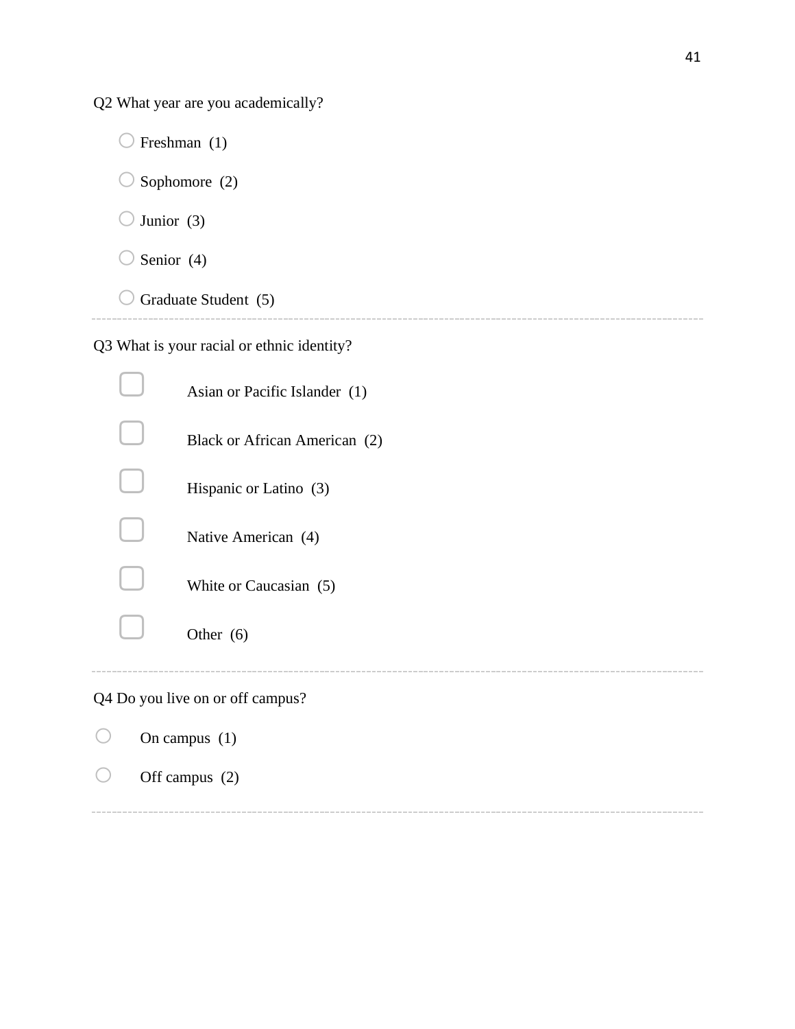Q2 What year are you academically?

- ○ Freshman (1)
- ○ Sophomore (2)
- ○ Junior (3)
- ○ Senior (4)
- ○ Graduate Student (5)

---

Q3 What is your racial or ethnic identity?

- ▢ Asian or Pacific Islander (1)
- ▢ Black or African American (2)
- ▢ Hispanic or Latino (3)
- ▢ Native American (4)
- ▢ White or Caucasian (5)
- ▢ Other (6)

---

Q4 Do you live on or off campus?

- ○ On campus (1)
- ○ Off campus (2)

---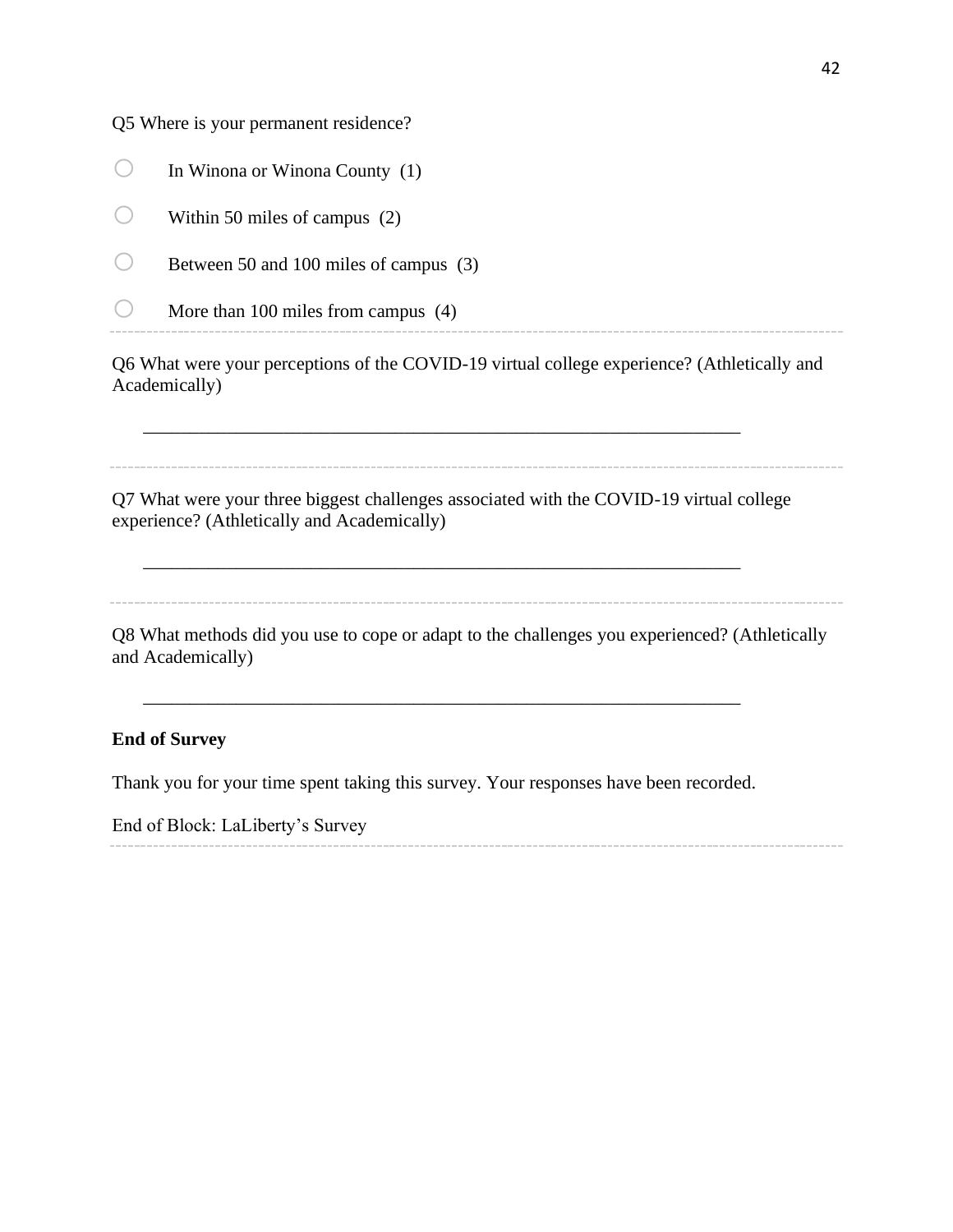Q5 Where is your permanent residence?

- ○ In Winona or Winona County (1)
- ○ Within 50 miles of campus (2)
- ○ Between 50 and 100 miles of campus (3)
- ○ More than 100 miles from campus (4)

---

Q6 What were your perceptions of the COVID-19 virtual college experience? (Athletically and Academically)

________________________________________________________________

---

Q7 What were your three biggest challenges associated with the COVID-19 virtual college experience? (Athletically and Academically)

________________________________________________________________

---

Q8 What methods did you use to cope or adapt to the challenges you experienced? (Athletically and Academically)

________________________________________________________________

**End of Survey**

Thank you for your time spent taking this survey. Your responses have been recorded.

End of Block: LaLiberty's Survey

---